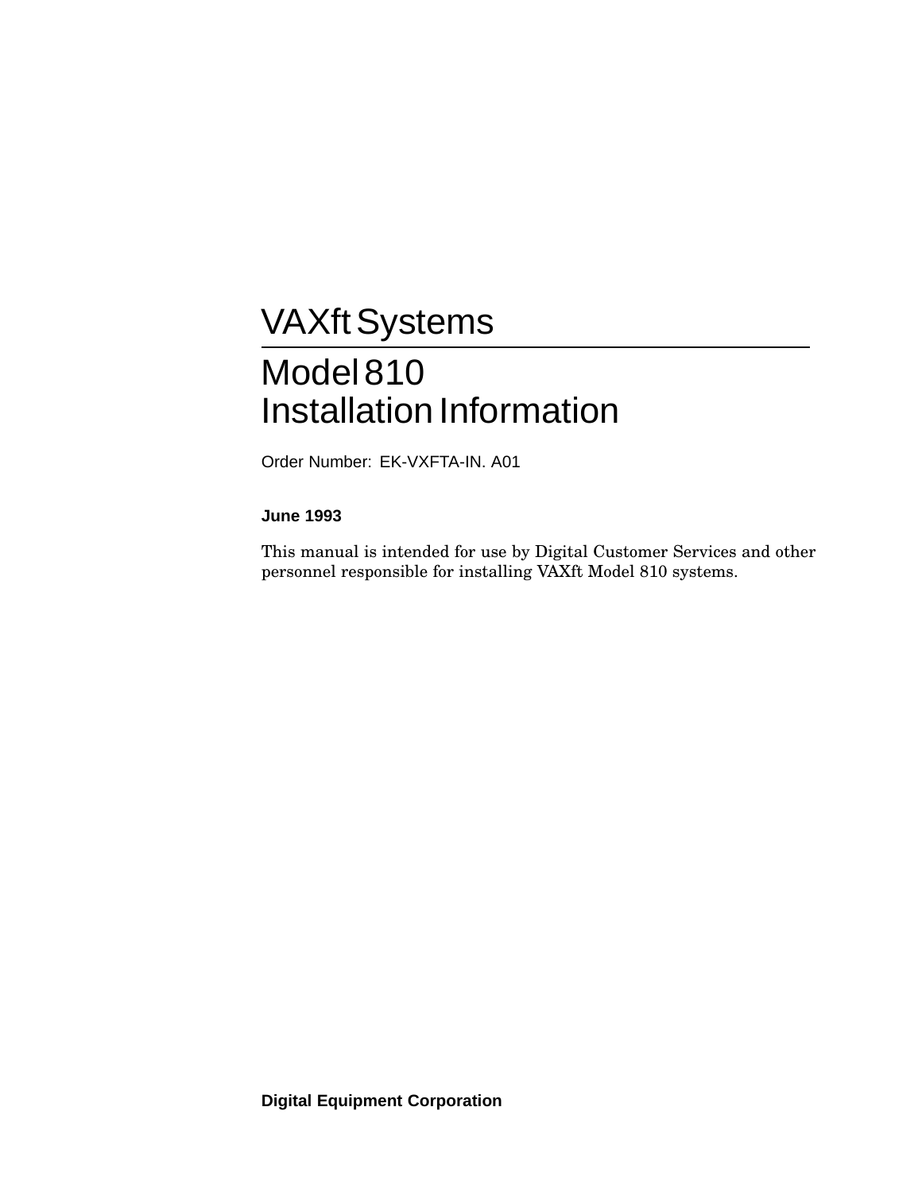# VAXft Systems

# Model 810
# Installation Information

Order Number: EK-VXFTA-IN. A01

**June 1993**

This manual is intended for use by Digital Customer Services and other personnel responsible for installing VAXft Model 810 systems.

**Digital Equipment Corporation**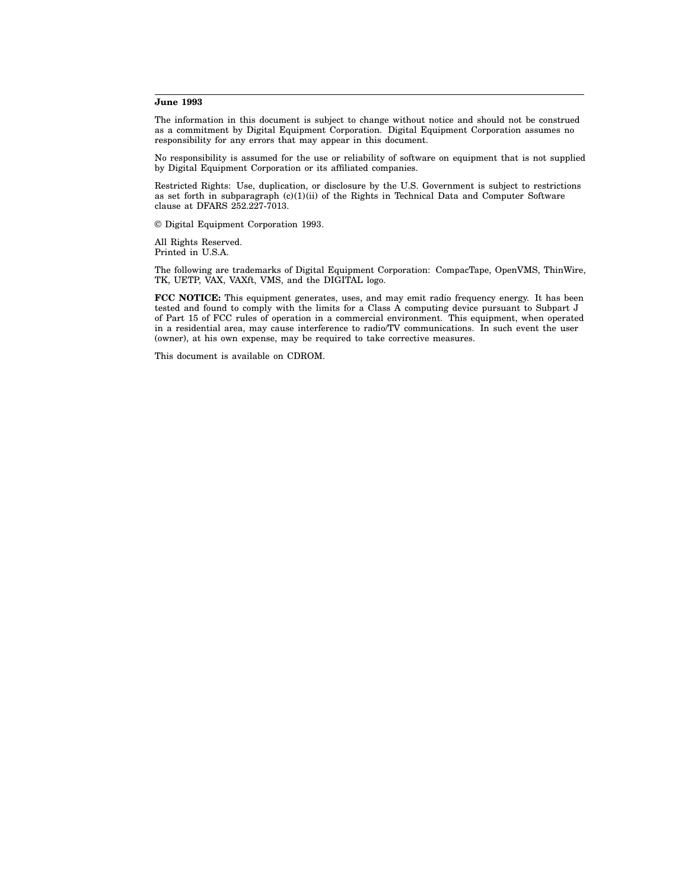**June 1993**

The information in this document is subject to change without notice and should not be construed as a commitment by Digital Equipment Corporation. Digital Equipment Corporation assumes no responsibility for any errors that may appear in this document.

No responsibility is assumed for the use or reliability of software on equipment that is not supplied by Digital Equipment Corporation or its affiliated companies.

Restricted Rights: Use, duplication, or disclosure by the U.S. Government is subject to restrictions as set forth in subparagraph (c)(1)(ii) of the Rights in Technical Data and Computer Software clause at DFARS 252.227-7013.

© Digital Equipment Corporation 1993.

All Rights Reserved.
Printed in U.S.A.

The following are trademarks of Digital Equipment Corporation: CompacTape, OpenVMS, ThinWire, TK, UETP, VAX, VAXft, VMS, and the DIGITAL logo.

**FCC NOTICE:** This equipment generates, uses, and may emit radio frequency energy. It has been tested and found to comply with the limits for a Class A computing device pursuant to Subpart J of Part 15 of FCC rules of operation in a commercial environment. This equipment, when operated in a residential area, may cause interference to radio/TV communications. In such event the user (owner), at his own expense, may be required to take corrective measures.

This document is available on CDROM.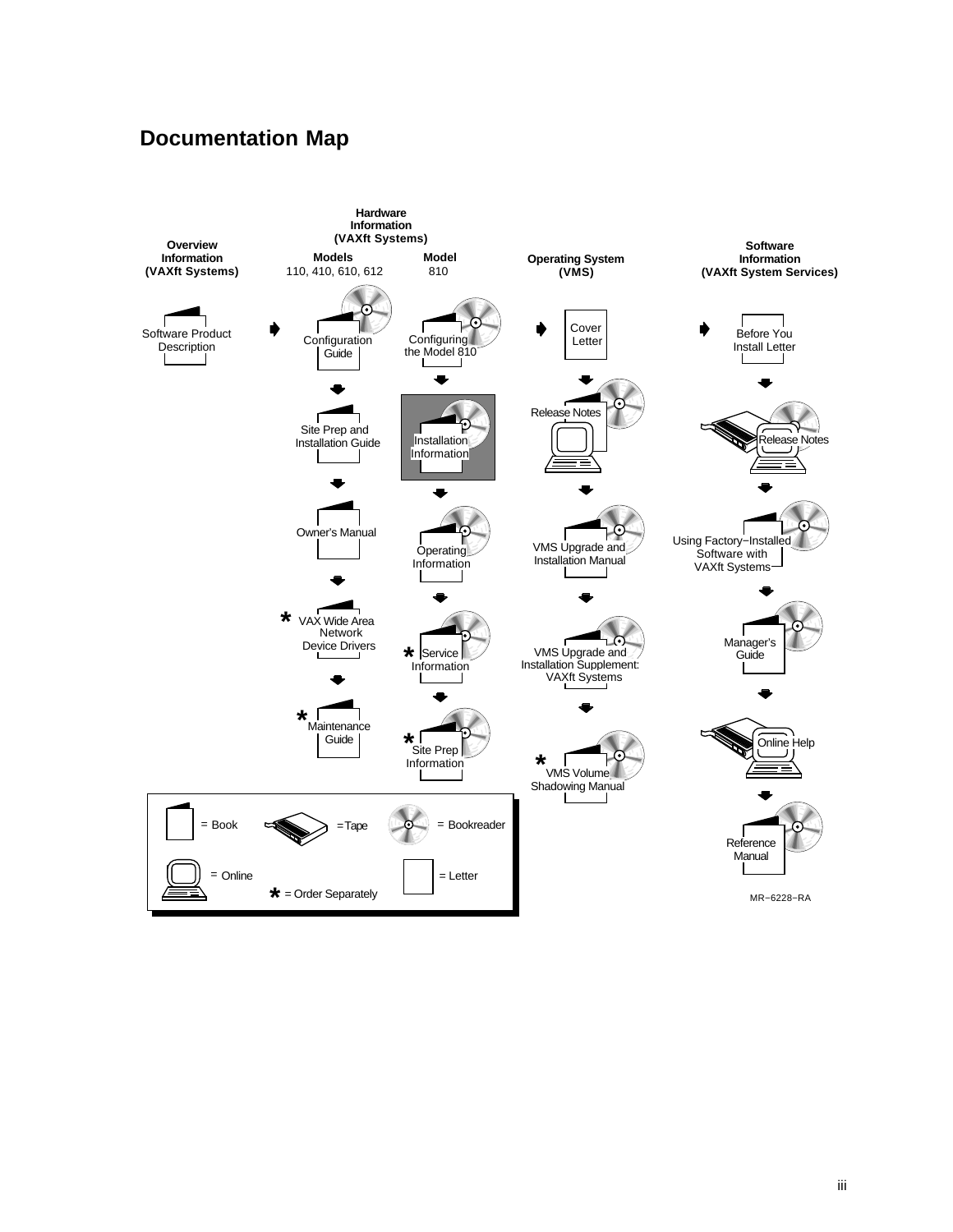# Documentation Map

**Overview Information (VAXft Systems)**

- Software Product Description

**Hardware Information (VAXft Systems)**

**Models** 110, 410, 610, 612

- Configuration Guide
- Site Prep and Installation Guide
- Owner's Manual
- * VAX Wide Area Network Device Drivers
- * Maintenance Guide

**Model** 810

- Configuring the Model 810
- Installation Information
- Operating Information
- * Service Information
- * Site Prep Information

**Operating System (VMS)**

- Cover Letter
- Release Notes
- VMS Upgrade and Installation Manual
- VMS Upgrade and Installation Supplement: VAXft Systems
- * VMS Volume Shadowing Manual

**Software Information (VAXft System Services)**

- Before You Install Letter
- Release Notes
- Using Factory−Installed Software with VAXft Systems
- Manager's Guide
- Online Help
- Reference Manual

Legend: = Book; = Tape; = Bookreader; = Online; = Letter; * = Order Separately

MR−6228−RA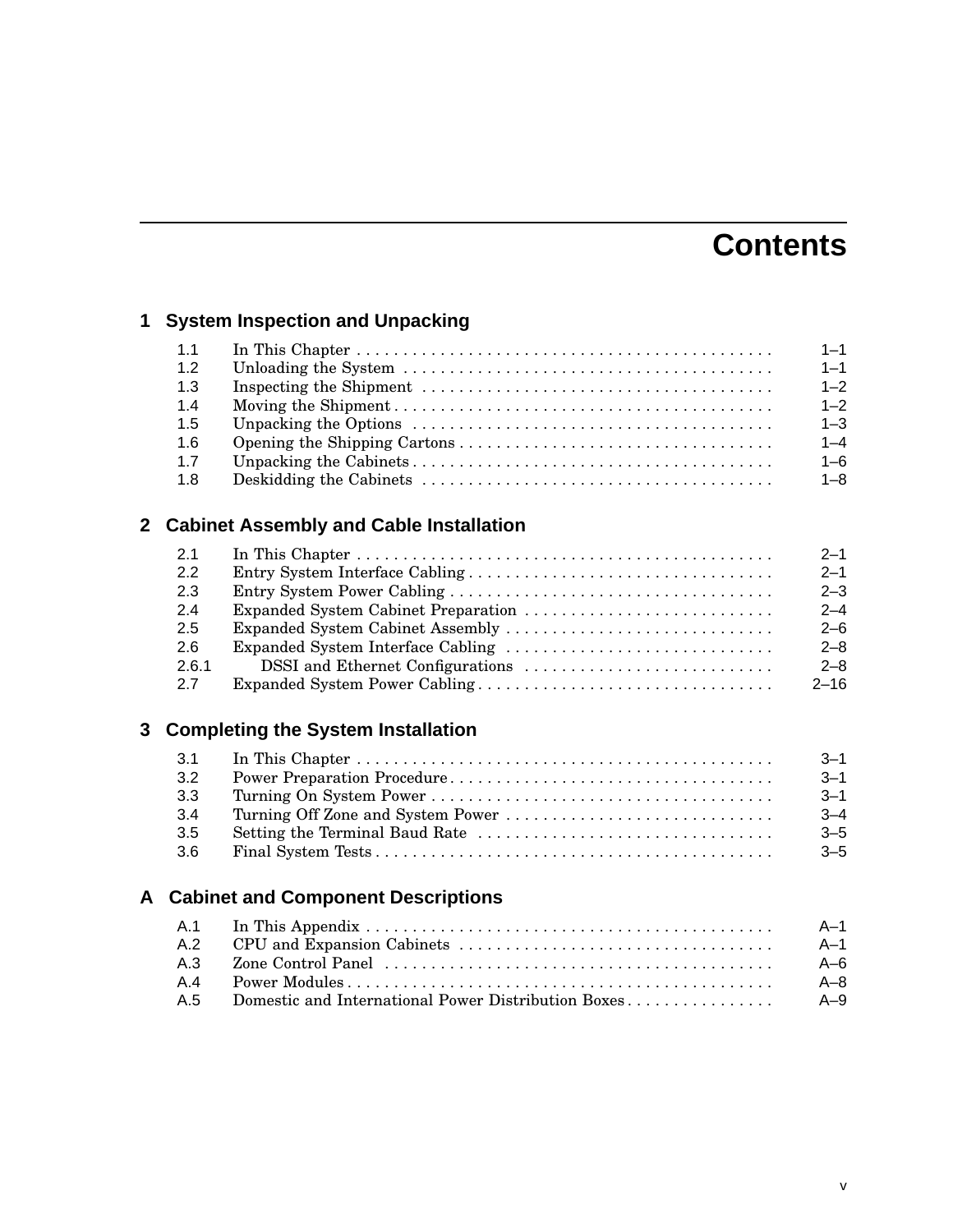# Contents

## 1 System Inspection and Unpacking

| | | |
|---|---|---|
| 1.1 | In This Chapter | 1–1 |
| 1.2 | Unloading the System | 1–1 |
| 1.3 | Inspecting the Shipment | 1–2 |
| 1.4 | Moving the Shipment | 1–2 |
| 1.5 | Unpacking the Options | 1–3 |
| 1.6 | Opening the Shipping Cartons | 1–4 |
| 1.7 | Unpacking the Cabinets | 1–6 |
| 1.8 | Deskidding the Cabinets | 1–8 |

## 2 Cabinet Assembly and Cable Installation

| | | |
|---|---|---|
| 2.1 | In This Chapter | 2–1 |
| 2.2 | Entry System Interface Cabling | 2–1 |
| 2.3 | Entry System Power Cabling | 2–3 |
| 2.4 | Expanded System Cabinet Preparation | 2–4 |
| 2.5 | Expanded System Cabinet Assembly | 2–6 |
| 2.6 | Expanded System Interface Cabling | 2–8 |
| 2.6.1 | DSSI and Ethernet Configurations | 2–8 |
| 2.7 | Expanded System Power Cabling | 2–16 |

## 3 Completing the System Installation

| | | |
|---|---|---|
| 3.1 | In This Chapter | 3–1 |
| 3.2 | Power Preparation Procedure | 3–1 |
| 3.3 | Turning On System Power | 3–1 |
| 3.4 | Turning Off Zone and System Power | 3–4 |
| 3.5 | Setting the Terminal Baud Rate | 3–5 |
| 3.6 | Final System Tests | 3–5 |

## A Cabinet and Component Descriptions

| | | |
|---|---|---|
| A.1 | In This Appendix | A–1 |
| A.2 | CPU and Expansion Cabinets | A–1 |
| A.3 | Zone Control Panel | A–6 |
| A.4 | Power Modules | A–8 |
| A.5 | Domestic and International Power Distribution Boxes | A–9 |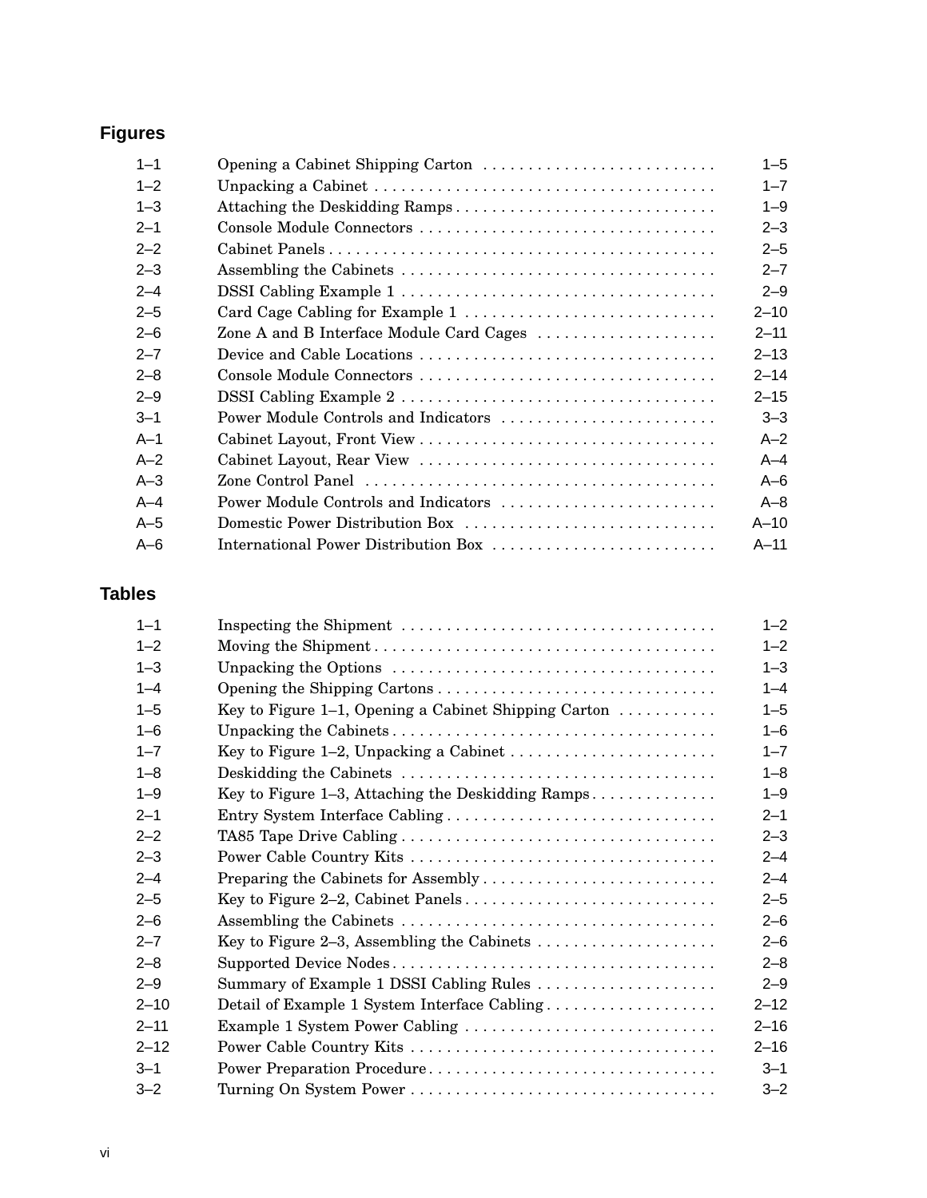## Figures

| | | |
|---|---|---|
| 1–1 | Opening a Cabinet Shipping Carton | 1–5 |
| 1–2 | Unpacking a Cabinet | 1–7 |
| 1–3 | Attaching the Deskidding Ramps | 1–9 |
| 2–1 | Console Module Connectors | 2–3 |
| 2–2 | Cabinet Panels | 2–5 |
| 2–3 | Assembling the Cabinets | 2–7 |
| 2–4 | DSSI Cabling Example 1 | 2–9 |
| 2–5 | Card Cage Cabling for Example 1 | 2–10 |
| 2–6 | Zone A and B Interface Module Card Cages | 2–11 |
| 2–7 | Device and Cable Locations | 2–13 |
| 2–8 | Console Module Connectors | 2–14 |
| 2–9 | DSSI Cabling Example 2 | 2–15 |
| 3–1 | Power Module Controls and Indicators | 3–3 |
| A–1 | Cabinet Layout, Front View | A–2 |
| A–2 | Cabinet Layout, Rear View | A–4 |
| A–3 | Zone Control Panel | A–6 |
| A–4 | Power Module Controls and Indicators | A–8 |
| A–5 | Domestic Power Distribution Box | A–10 |
| A–6 | International Power Distribution Box | A–11 |

## Tables

| | | |
|---|---|---|
| 1–1 | Inspecting the Shipment | 1–2 |
| 1–2 | Moving the Shipment | 1–2 |
| 1–3 | Unpacking the Options | 1–3 |
| 1–4 | Opening the Shipping Cartons | 1–4 |
| 1–5 | Key to Figure 1–1, Opening a Cabinet Shipping Carton | 1–5 |
| 1–6 | Unpacking the Cabinets | 1–6 |
| 1–7 | Key to Figure 1–2, Unpacking a Cabinet | 1–7 |
| 1–8 | Deskidding the Cabinets | 1–8 |
| 1–9 | Key to Figure 1–3, Attaching the Deskidding Ramps | 1–9 |
| 2–1 | Entry System Interface Cabling | 2–1 |
| 2–2 | TA85 Tape Drive Cabling | 2–3 |
| 2–3 | Power Cable Country Kits | 2–4 |
| 2–4 | Preparing the Cabinets for Assembly | 2–4 |
| 2–5 | Key to Figure 2–2, Cabinet Panels | 2–5 |
| 2–6 | Assembling the Cabinets | 2–6 |
| 2–7 | Key to Figure 2–3, Assembling the Cabinets | 2–6 |
| 2–8 | Supported Device Nodes | 2–8 |
| 2–9 | Summary of Example 1 DSSI Cabling Rules | 2–9 |
| 2–10 | Detail of Example 1 System Interface Cabling | 2–12 |
| 2–11 | Example 1 System Power Cabling | 2–16 |
| 2–12 | Power Cable Country Kits | 2–16 |
| 3–1 | Power Preparation Procedure | 3–1 |
| 3–2 | Turning On System Power | 3–2 |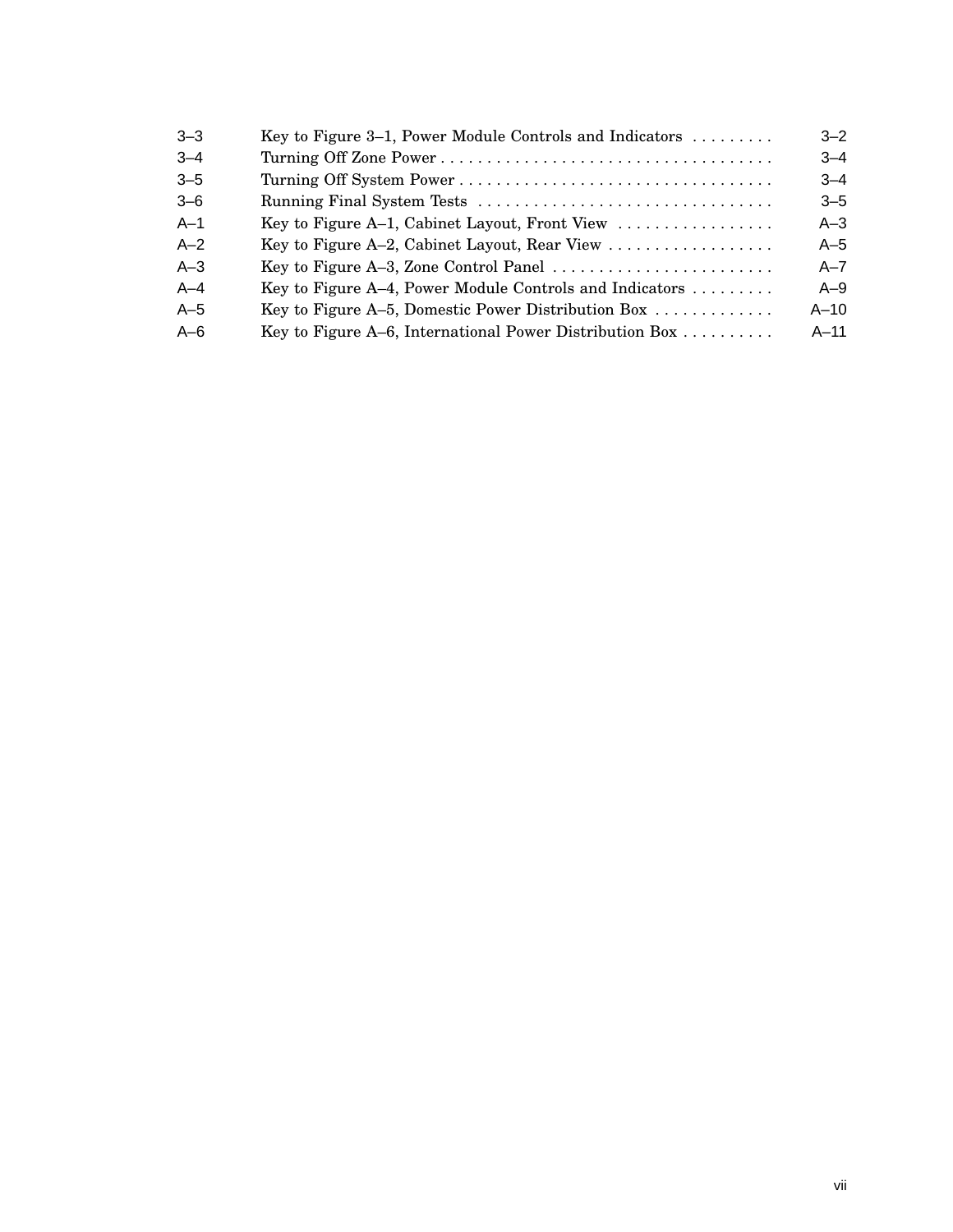| | | |
|---|---|---|
| 3–3 | Key to Figure 3–1, Power Module Controls and Indicators | 3–2 |
| 3–4 | Turning Off Zone Power | 3–4 |
| 3–5 | Turning Off System Power | 3–4 |
| 3–6 | Running Final System Tests | 3–5 |
| A–1 | Key to Figure A–1, Cabinet Layout, Front View | A–3 |
| A–2 | Key to Figure A–2, Cabinet Layout, Rear View | A–5 |
| A–3 | Key to Figure A–3, Zone Control Panel | A–7 |
| A–4 | Key to Figure A–4, Power Module Controls and Indicators | A–9 |
| A–5 | Key to Figure A–5, Domestic Power Distribution Box | A–10 |
| A–6 | Key to Figure A–6, International Power Distribution Box | A–11 |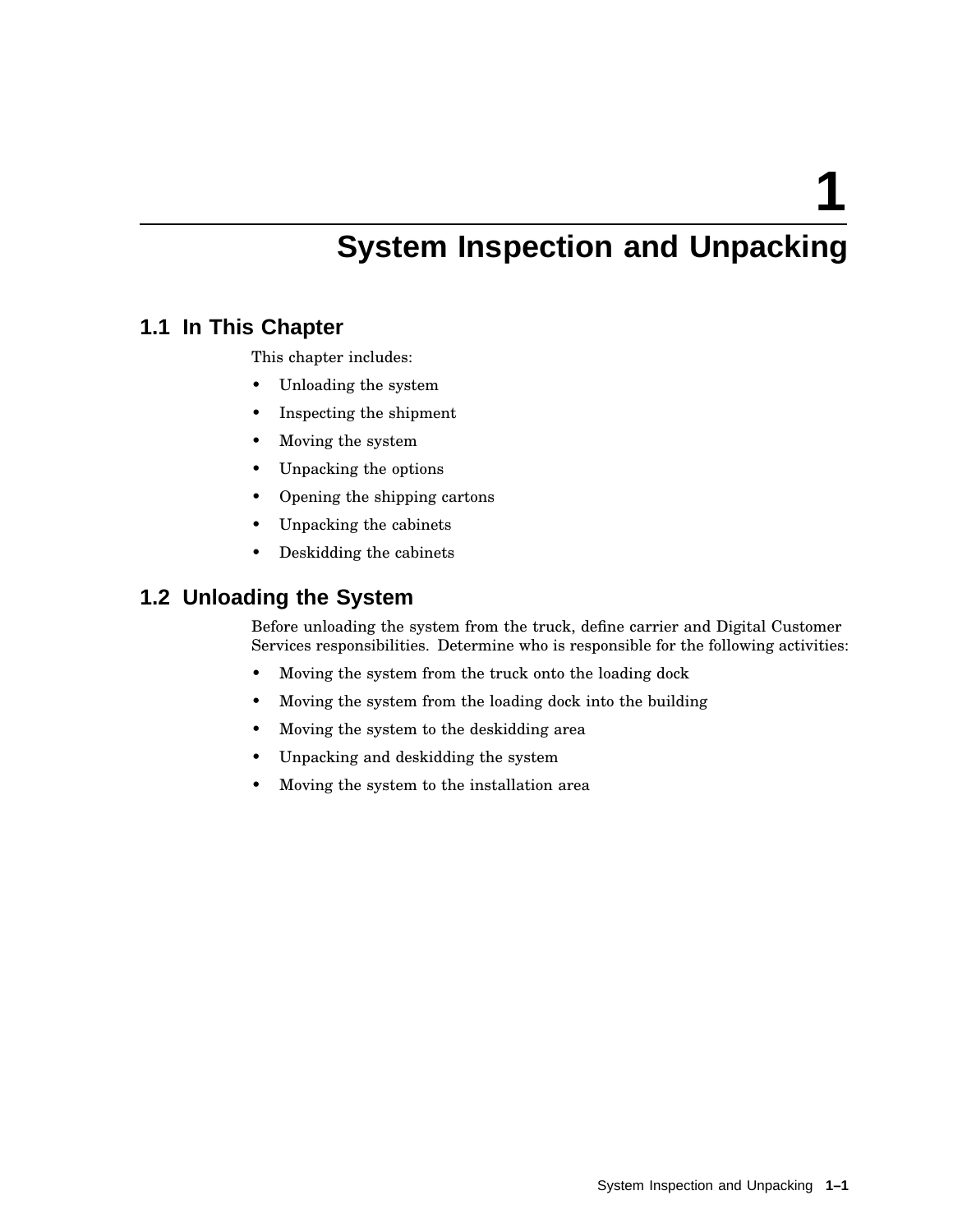# 1 System Inspection and Unpacking

## 1.1 In This Chapter

This chapter includes:

- Unloading the system
- Inspecting the shipment
- Moving the system
- Unpacking the options
- Opening the shipping cartons
- Unpacking the cabinets
- Deskidding the cabinets

## 1.2 Unloading the System

Before unloading the system from the truck, define carrier and Digital Customer Services responsibilities. Determine who is responsible for the following activities:

- Moving the system from the truck onto the loading dock
- Moving the system from the loading dock into the building
- Moving the system to the deskidding area
- Unpacking and deskidding the system
- Moving the system to the installation area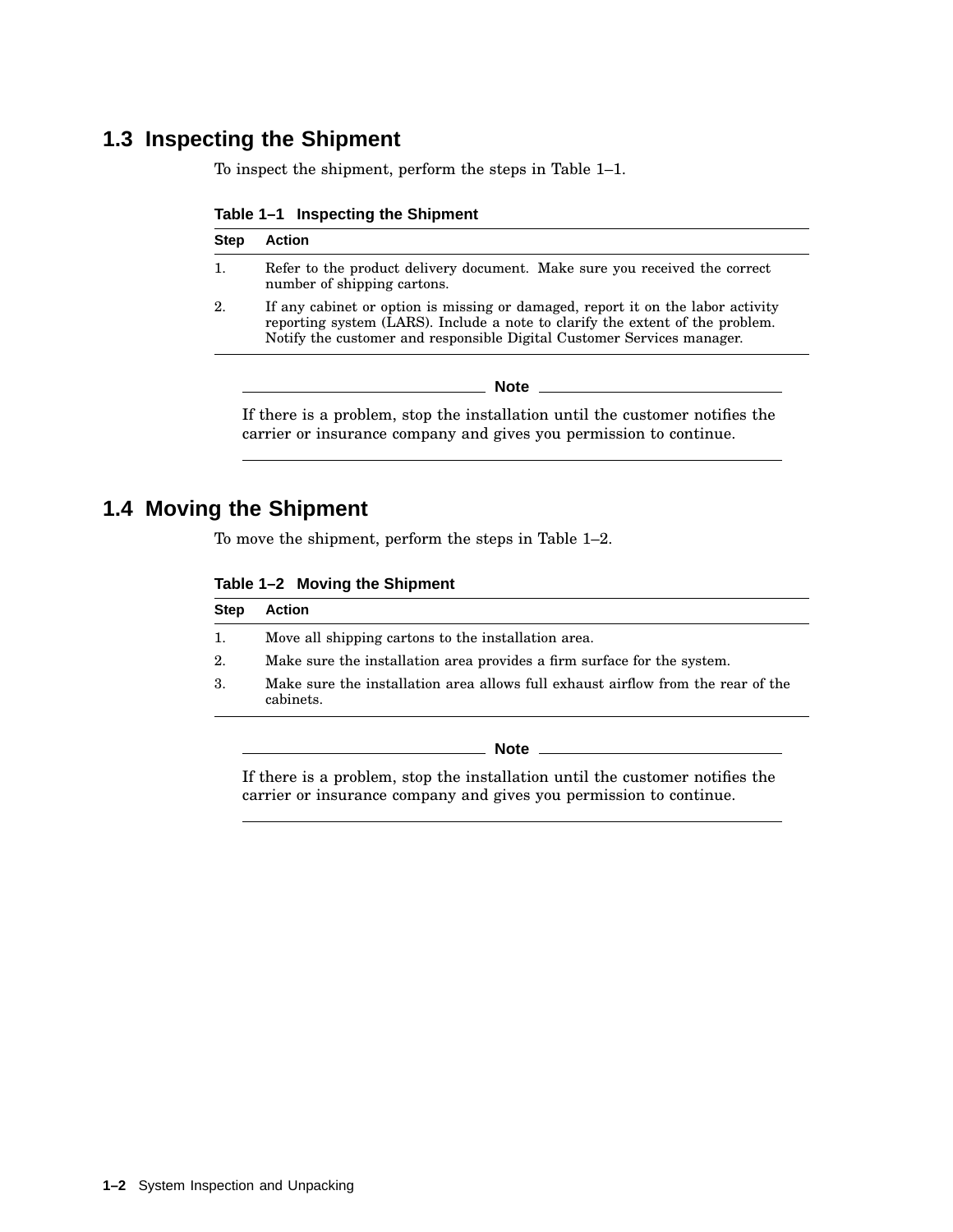## 1.3 Inspecting the Shipment

To inspect the shipment, perform the steps in Table 1–1.

**Table 1–1 Inspecting the Shipment**

| Step | Action |
|---|---|
| 1. | Refer to the product delivery document. Make sure you received the correct number of shipping cartons. |
| 2. | If any cabinet or option is missing or damaged, report it on the labor activity reporting system (LARS). Include a note to clarify the extent of the problem. Notify the customer and responsible Digital Customer Services manager. |

**Note**

If there is a problem, stop the installation until the customer notifies the carrier or insurance company and gives you permission to continue.

## 1.4 Moving the Shipment

To move the shipment, perform the steps in Table 1–2.

**Table 1–2 Moving the Shipment**

| Step | Action |
|---|---|
| 1. | Move all shipping cartons to the installation area. |
| 2. | Make sure the installation area provides a firm surface for the system. |
| 3. | Make sure the installation area allows full exhaust airflow from the rear of the cabinets. |

**Note**

If there is a problem, stop the installation until the customer notifies the carrier or insurance company and gives you permission to continue.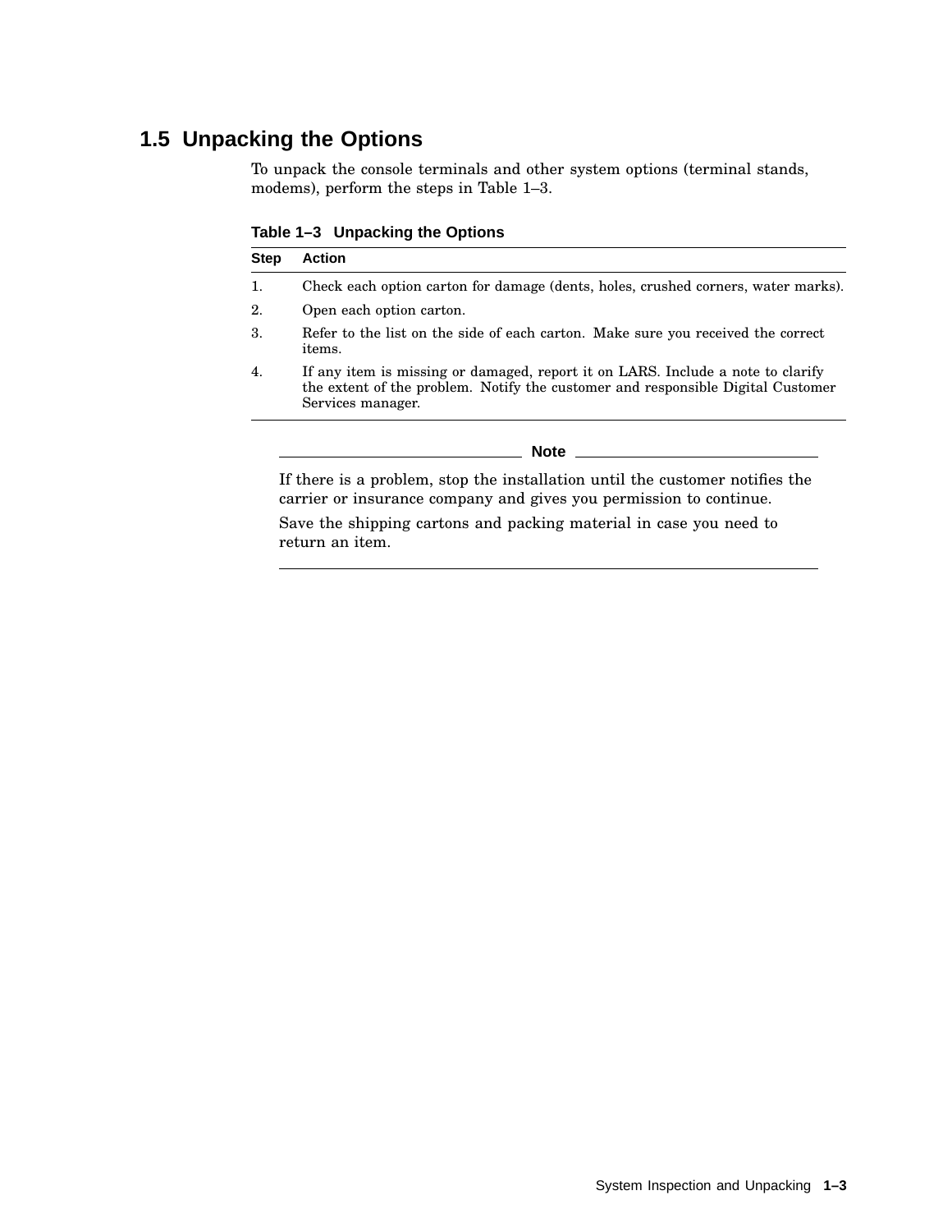## 1.5 Unpacking the Options

To unpack the console terminals and other system options (terminal stands, modems), perform the steps in Table 1–3.

**Table 1–3 Unpacking the Options**

| Step | Action |
|---|---|
| 1. | Check each option carton for damage (dents, holes, crushed corners, water marks). |
| 2. | Open each option carton. |
| 3. | Refer to the list on the side of each carton. Make sure you received the correct items. |
| 4. | If any item is missing or damaged, report it on LARS. Include a note to clarify the extent of the problem. Notify the customer and responsible Digital Customer Services manager. |

**Note**

If there is a problem, stop the installation until the customer notifies the carrier or insurance company and gives you permission to continue.

Save the shipping cartons and packing material in case you need to return an item.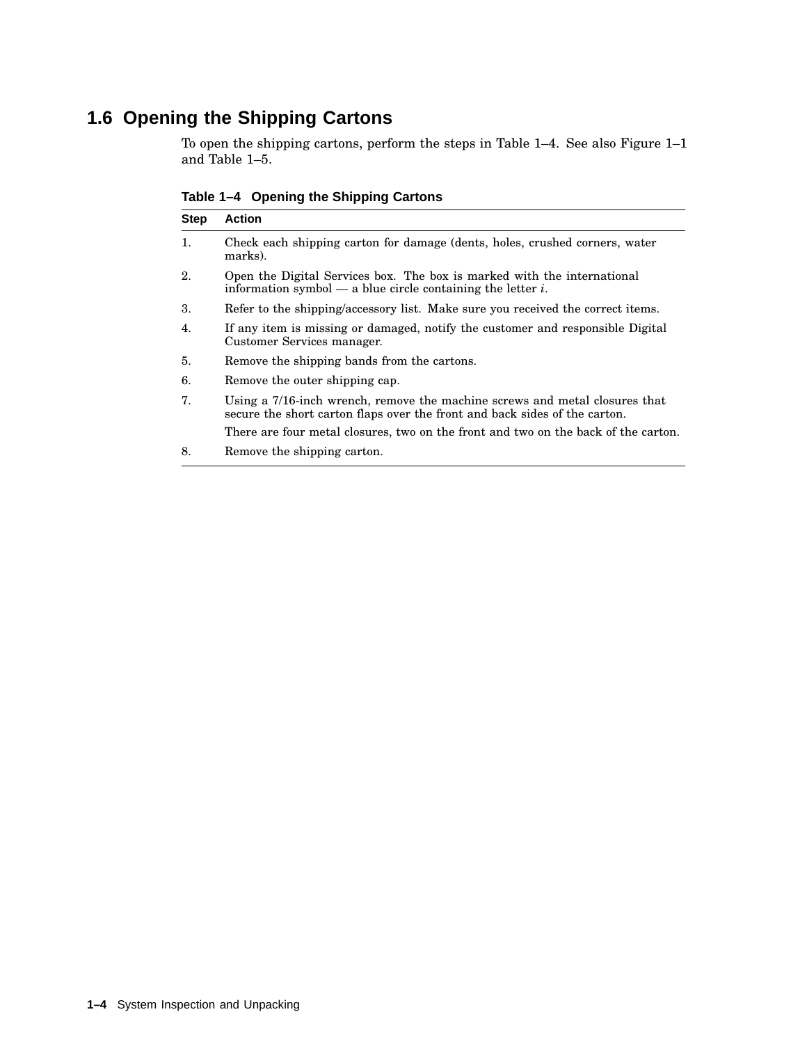## 1.6 Opening the Shipping Cartons

To open the shipping cartons, perform the steps in Table 1–4. See also Figure 1–1 and Table 1–5.

**Table 1–4 Opening the Shipping Cartons**

| Step | Action |
|---|---|
| 1. | Check each shipping carton for damage (dents, holes, crushed corners, water marks). |
| 2. | Open the Digital Services box. The box is marked with the international information symbol — a blue circle containing the letter *i*. |
| 3. | Refer to the shipping/accessory list. Make sure you received the correct items. |
| 4. | If any item is missing or damaged, notify the customer and responsible Digital Customer Services manager. |
| 5. | Remove the shipping bands from the cartons. |
| 6. | Remove the outer shipping cap. |
| 7. | Using a 7/16-inch wrench, remove the machine screws and metal closures that secure the short carton flaps over the front and back sides of the carton. There are four metal closures, two on the front and two on the back of the carton. |
| 8. | Remove the shipping carton. |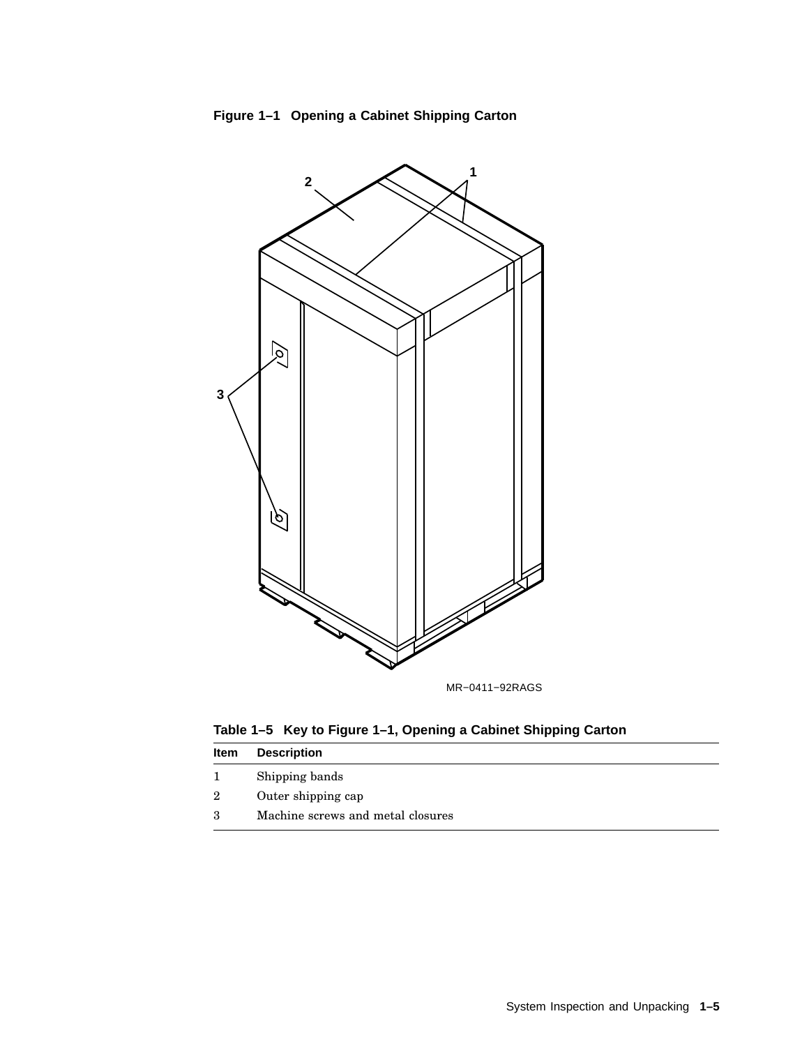**Figure 1–1 Opening a Cabinet Shipping Carton**

MR−0411−92RAGS

**Table 1–5 Key to Figure 1–1, Opening a Cabinet Shipping Carton**

| Item | Description |
|---|---|
| 1 | Shipping bands |
| 2 | Outer shipping cap |
| 3 | Machine screws and metal closures |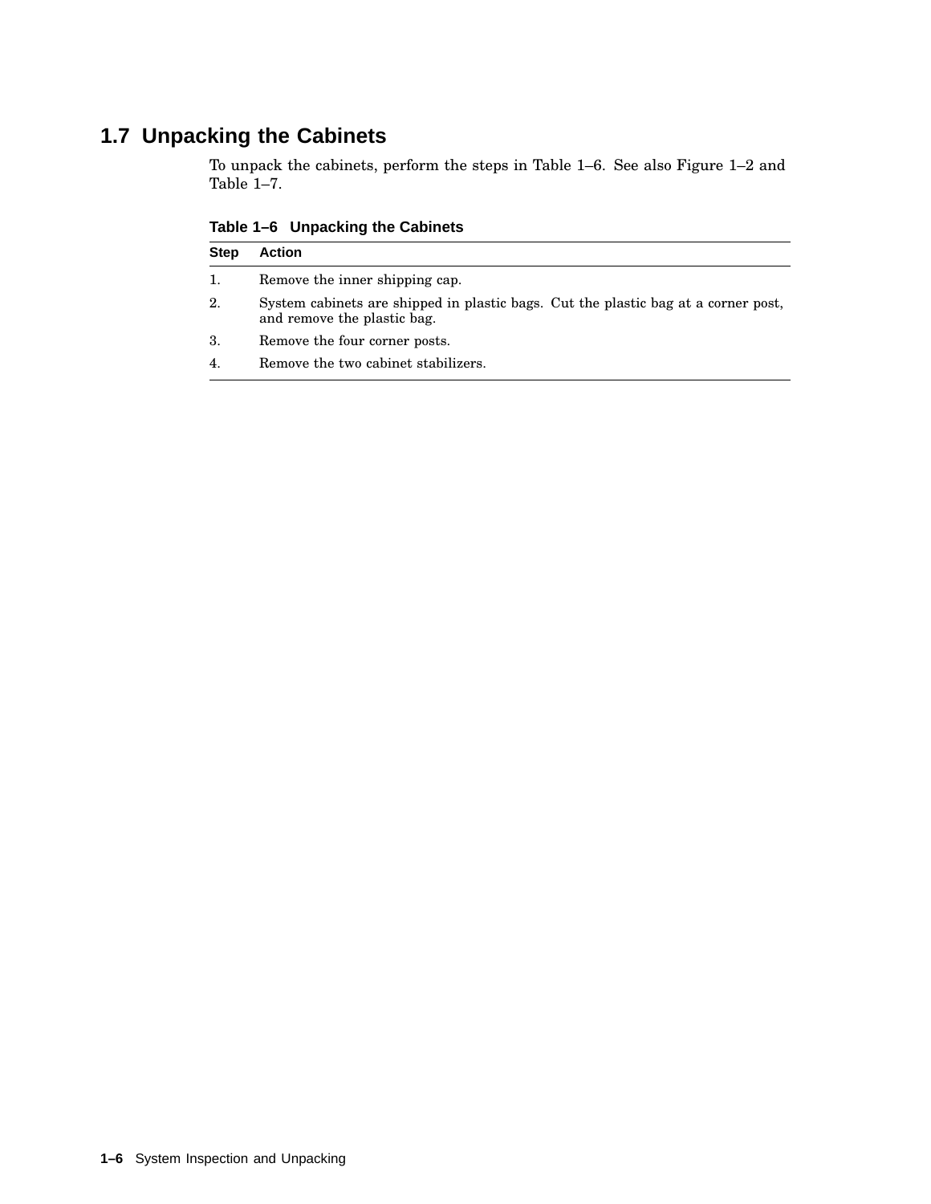## 1.7 Unpacking the Cabinets

To unpack the cabinets, perform the steps in Table 1–6. See also Figure 1–2 and Table 1–7.

**Table 1–6 Unpacking the Cabinets**

| Step | Action |
|---|---|
| 1. | Remove the inner shipping cap. |
| 2. | System cabinets are shipped in plastic bags. Cut the plastic bag at a corner post, and remove the plastic bag. |
| 3. | Remove the four corner posts. |
| 4. | Remove the two cabinet stabilizers. |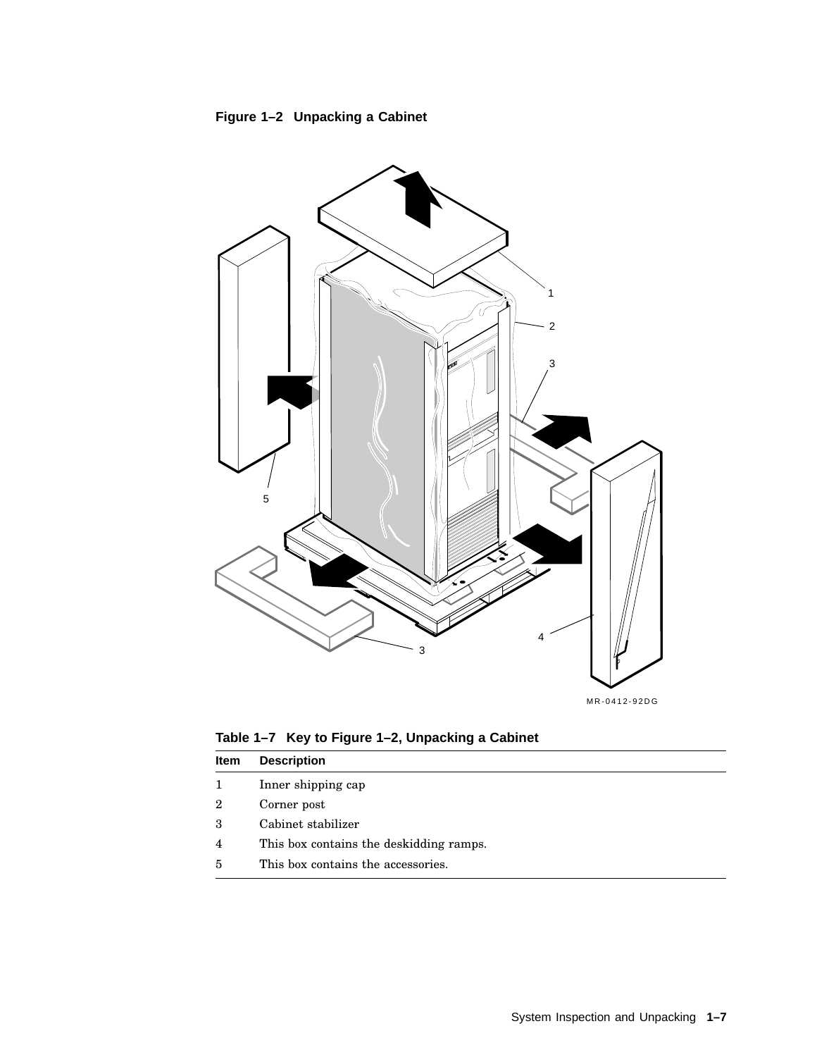**Figure 1–2 Unpacking a Cabinet**

**Table 1–7 Key to Figure 1–2, Unpacking a Cabinet**

| Item | Description |
|---|---|
| 1 | Inner shipping cap |
| 2 | Corner post |
| 3 | Cabinet stabilizer |
| 4 | This box contains the deskidding ramps. |
| 5 | This box contains the accessories. |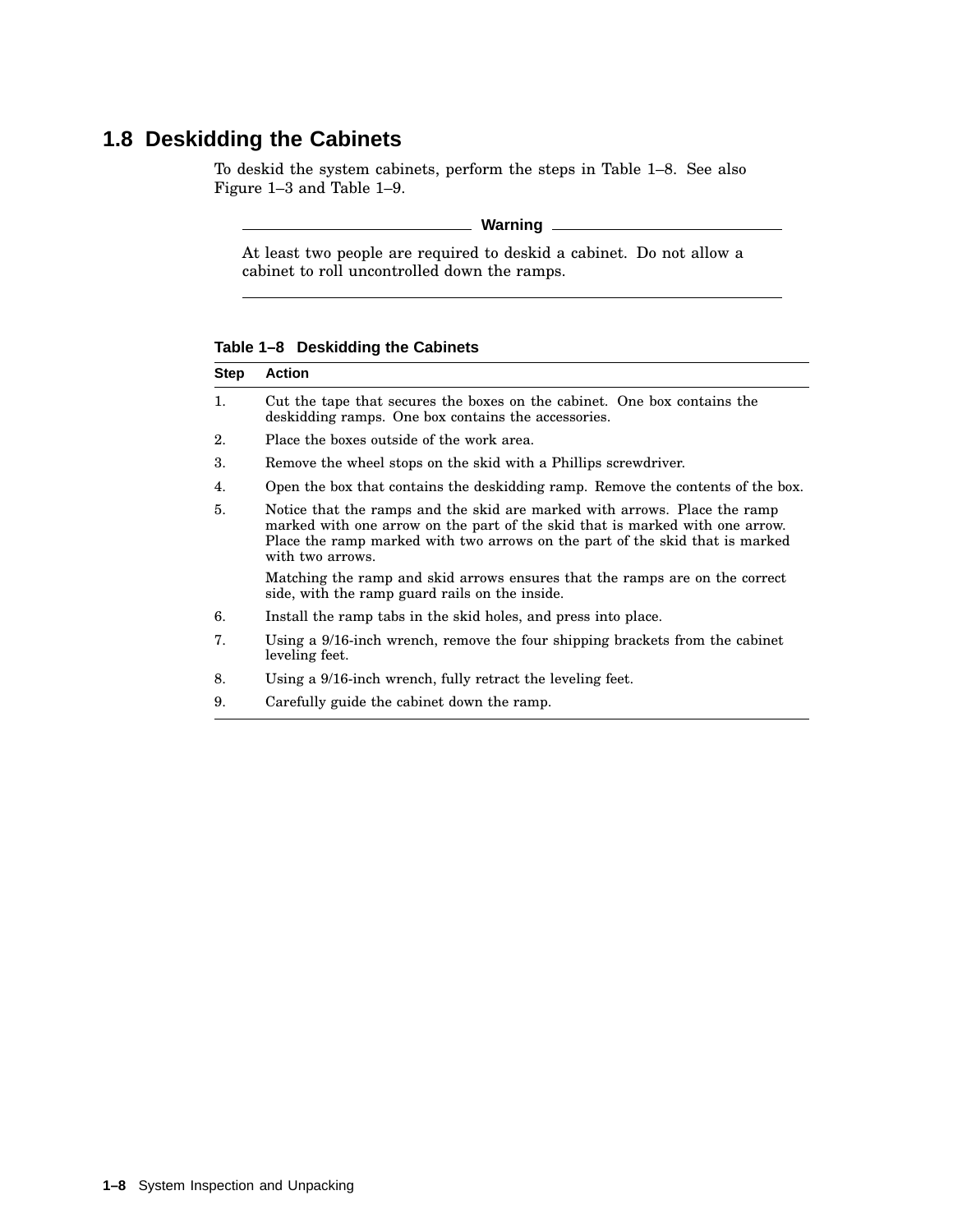## 1.8 Deskidding the Cabinets

To deskid the system cabinets, perform the steps in Table 1–8. See also Figure 1–3 and Table 1–9.

**Warning**

At least two people are required to deskid a cabinet. Do not allow a cabinet to roll uncontrolled down the ramps.

**Table 1–8 Deskidding the Cabinets**

| Step | Action |
|---|---|
| 1. | Cut the tape that secures the boxes on the cabinet. One box contains the deskidding ramps. One box contains the accessories. |
| 2. | Place the boxes outside of the work area. |
| 3. | Remove the wheel stops on the skid with a Phillips screwdriver. |
| 4. | Open the box that contains the deskidding ramp. Remove the contents of the box. |
| 5. | Notice that the ramps and the skid are marked with arrows. Place the ramp marked with one arrow on the part of the skid that is marked with one arrow. Place the ramp marked with two arrows on the part of the skid that is marked with two arrows.<br><br>Matching the ramp and skid arrows ensures that the ramps are on the correct side, with the ramp guard rails on the inside. |
| 6. | Install the ramp tabs in the skid holes, and press into place. |
| 7. | Using a 9/16-inch wrench, remove the four shipping brackets from the cabinet leveling feet. |
| 8. | Using a 9/16-inch wrench, fully retract the leveling feet. |
| 9. | Carefully guide the cabinet down the ramp. |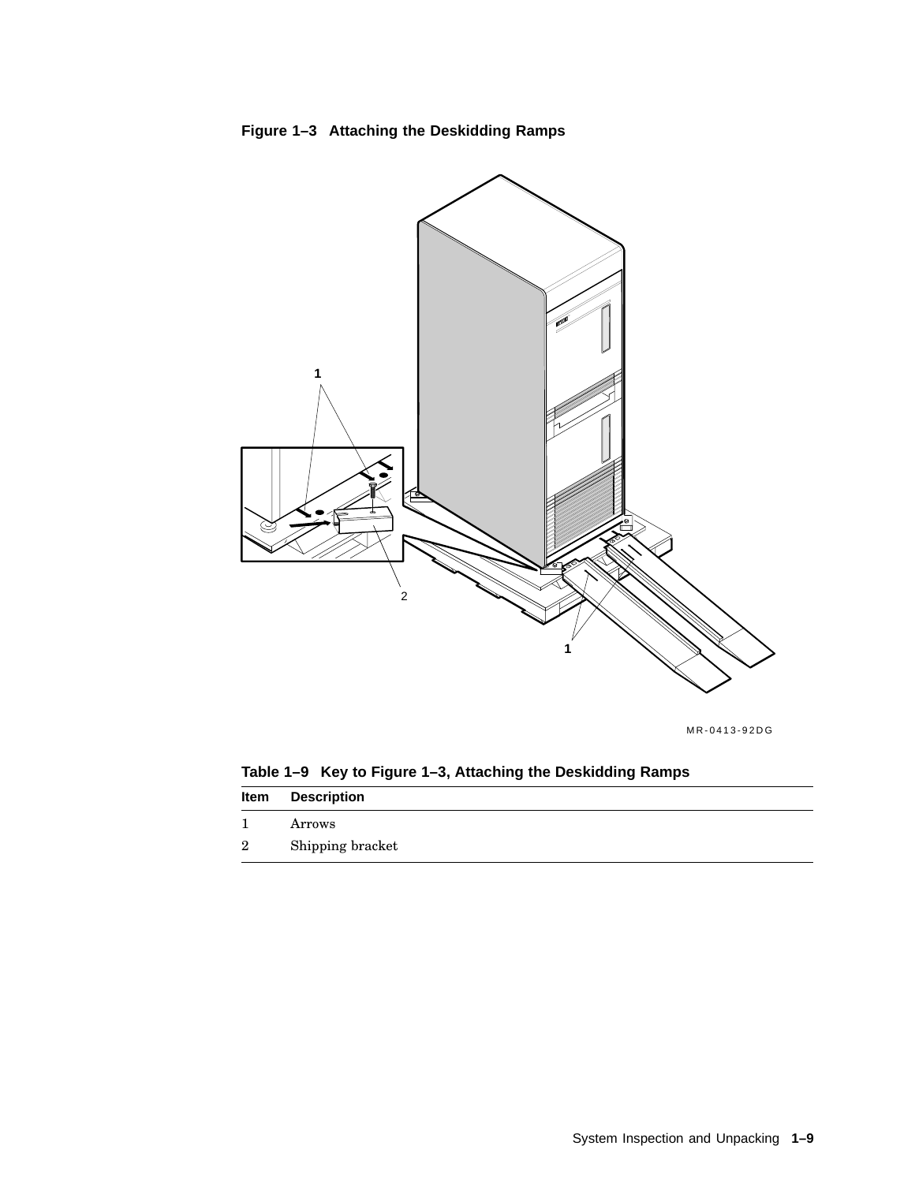**Figure 1–3 Attaching the Deskidding Ramps**

MR-0413-92DG

**Table 1–9 Key to Figure 1–3, Attaching the Deskidding Ramps**

| Item | Description |
|---|---|
| 1 | Arrows |
| 2 | Shipping bracket |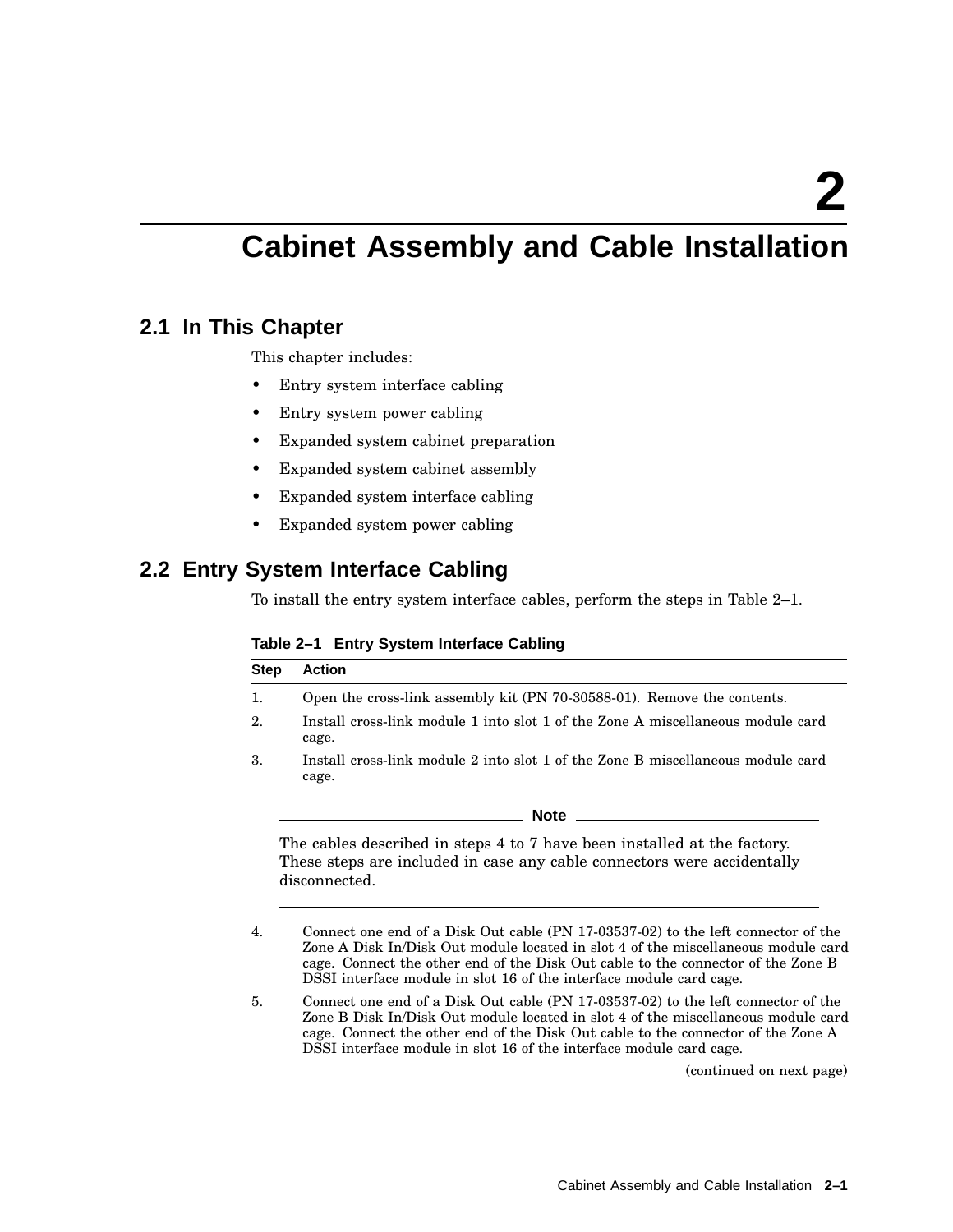# 2 Cabinet Assembly and Cable Installation

## 2.1 In This Chapter

This chapter includes:

- Entry system interface cabling
- Entry system power cabling
- Expanded system cabinet preparation
- Expanded system cabinet assembly
- Expanded system interface cabling
- Expanded system power cabling

## 2.2 Entry System Interface Cabling

To install the entry system interface cables, perform the steps in Table 2–1.

**Table 2–1 Entry System Interface Cabling**

| Step | Action |
|---|---|
| 1. | Open the cross-link assembly kit (PN 70-30588-01). Remove the contents. |
| 2. | Install cross-link module 1 into slot 1 of the Zone A miscellaneous module card cage. |
| 3. | Install cross-link module 2 into slot 1 of the Zone B miscellaneous module card cage. |

**Note**

The cables described in steps 4 to 7 have been installed at the factory. These steps are included in case any cable connectors were accidentally disconnected.

| Step | Action |
|---|---|
| 4. | Connect one end of a Disk Out cable (PN 17-03537-02) to the left connector of the Zone A Disk In/Disk Out module located in slot 4 of the miscellaneous module card cage. Connect the other end of the Disk Out cable to the connector of the Zone B DSSI interface module in slot 16 of the interface module card cage. |
| 5. | Connect one end of a Disk Out cable (PN 17-03537-02) to the left connector of the Zone B Disk In/Disk Out module located in slot 4 of the miscellaneous module card cage. Connect the other end of the Disk Out cable to the connector of the Zone A DSSI interface module in slot 16 of the interface module card cage. |

(continued on next page)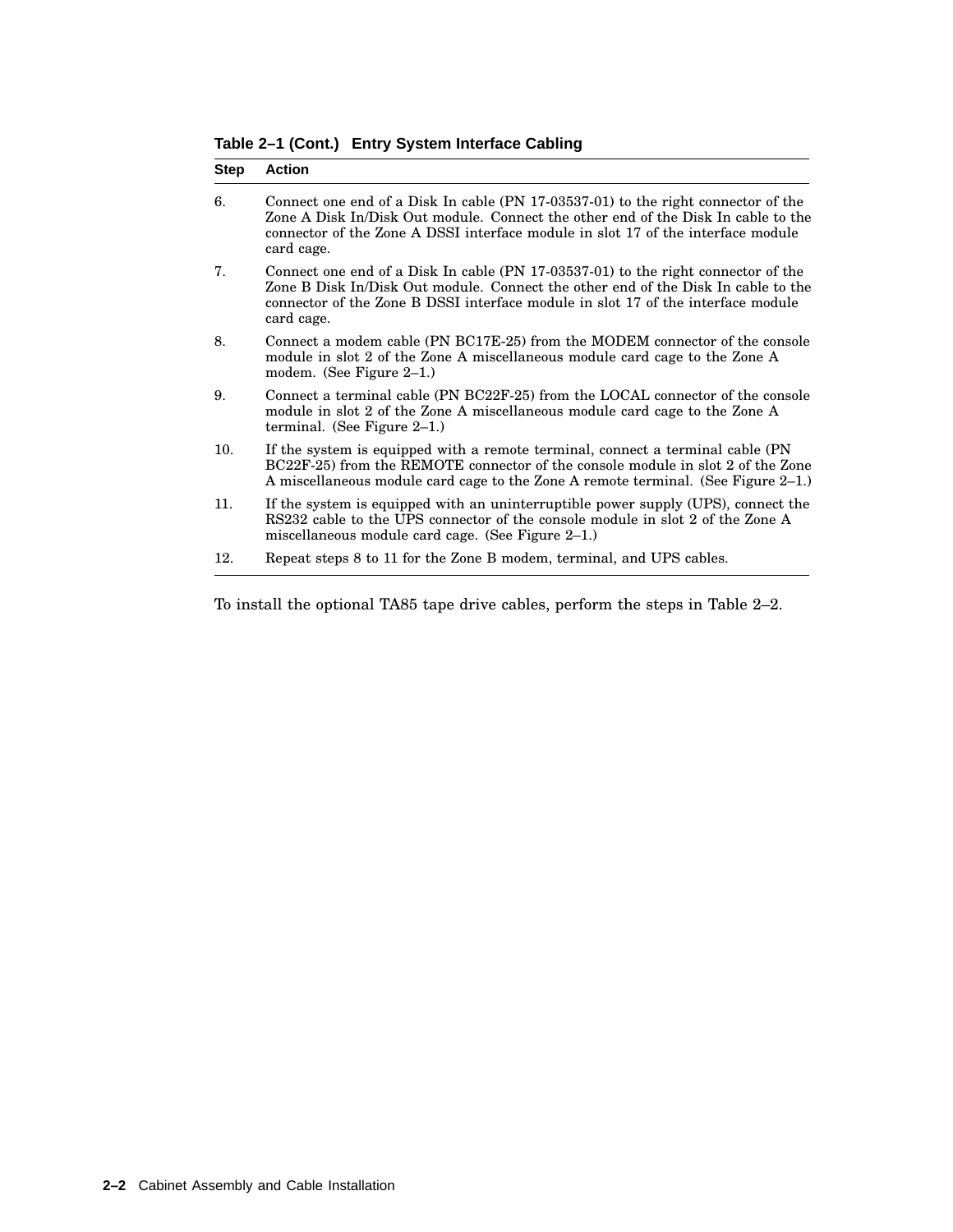**Table 2–1 (Cont.) Entry System Interface Cabling**

| Step | Action |
|---|---|
| 6. | Connect one end of a Disk In cable (PN 17-03537-01) to the right connector of the Zone A Disk In/Disk Out module. Connect the other end of the Disk In cable to the connector of the Zone A DSSI interface module in slot 17 of the interface module card cage. |
| 7. | Connect one end of a Disk In cable (PN 17-03537-01) to the right connector of the Zone B Disk In/Disk Out module. Connect the other end of the Disk In cable to the connector of the Zone B DSSI interface module in slot 17 of the interface module card cage. |
| 8. | Connect a modem cable (PN BC17E-25) from the MODEM connector of the console module in slot 2 of the Zone A miscellaneous module card cage to the Zone A modem. (See Figure 2–1.) |
| 9. | Connect a terminal cable (PN BC22F-25) from the LOCAL connector of the console module in slot 2 of the Zone A miscellaneous module card cage to the Zone A terminal. (See Figure 2–1.) |
| 10. | If the system is equipped with a remote terminal, connect a terminal cable (PN BC22F-25) from the REMOTE connector of the console module in slot 2 of the Zone A miscellaneous module card cage to the Zone A remote terminal. (See Figure 2–1.) |
| 11. | If the system is equipped with an uninterruptible power supply (UPS), connect the RS232 cable to the UPS connector of the console module in slot 2 of the Zone A miscellaneous module card cage. (See Figure 2–1.) |
| 12. | Repeat steps 8 to 11 for the Zone B modem, terminal, and UPS cables. |

To install the optional TA85 tape drive cables, perform the steps in Table 2–2.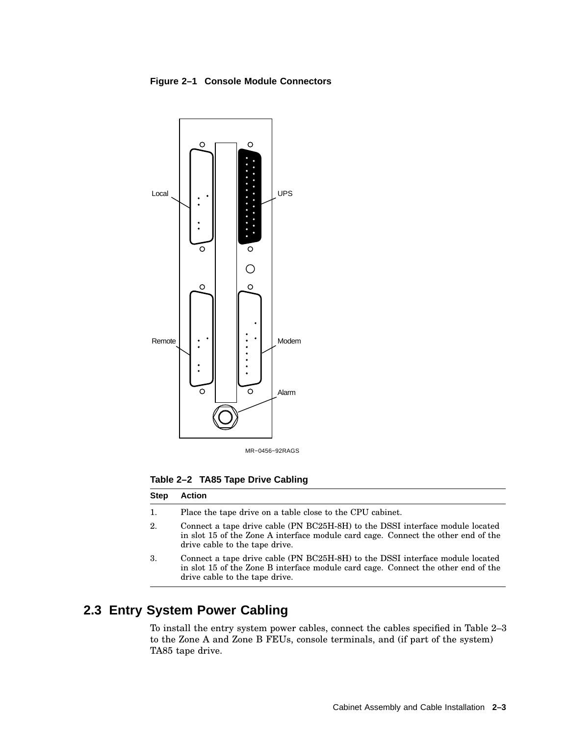**Figure 2–1 Console Module Connectors**

MR−0456−92RAGS

**Table 2–2 TA85 Tape Drive Cabling**

| Step | Action |
|---|---|
| 1. | Place the tape drive on a table close to the CPU cabinet. |
| 2. | Connect a tape drive cable (PN BC25H-8H) to the DSSI interface module located in slot 15 of the Zone A interface module card cage. Connect the other end of the drive cable to the tape drive. |
| 3. | Connect a tape drive cable (PN BC25H-8H) to the DSSI interface module located in slot 15 of the Zone B interface module card cage. Connect the other end of the drive cable to the tape drive. |

## 2.3 Entry System Power Cabling

To install the entry system power cables, connect the cables specified in Table 2–3 to the Zone A and Zone B FEUs, console terminals, and (if part of the system) TA85 tape drive.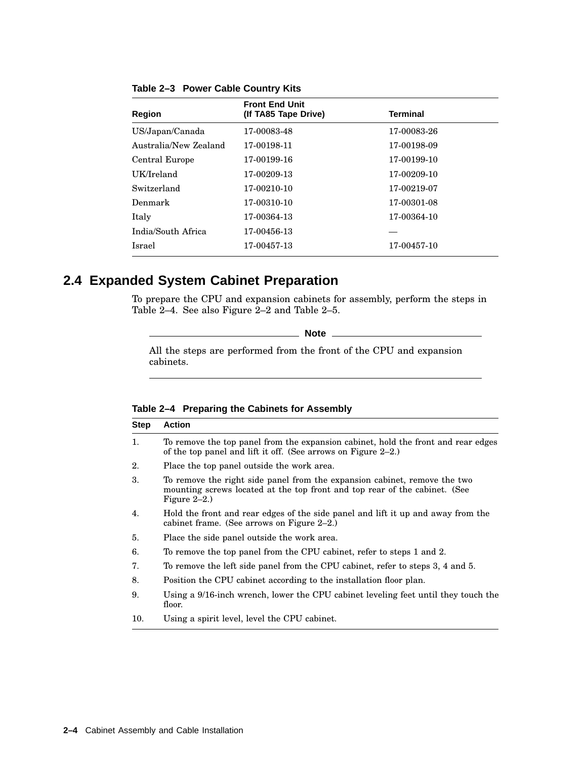**Table 2–3 Power Cable Country Kits**

| Region | Front End Unit (If TA85 Tape Drive) | Terminal |
|---|---|---|
| US/Japan/Canada | 17-00083-48 | 17-00083-26 |
| Australia/New Zealand | 17-00198-11 | 17-00198-09 |
| Central Europe | 17-00199-16 | 17-00199-10 |
| UK/Ireland | 17-00209-13 | 17-00209-10 |
| Switzerland | 17-00210-10 | 17-00219-07 |
| Denmark | 17-00310-10 | 17-00301-08 |
| Italy | 17-00364-13 | 17-00364-10 |
| India/South Africa | 17-00456-13 | — |
| Israel | 17-00457-13 | 17-00457-10 |

## 2.4 Expanded System Cabinet Preparation

To prepare the CPU and expansion cabinets for assembly, perform the steps in Table 2–4. See also Figure 2–2 and Table 2–5.

**Note**

All the steps are performed from the front of the CPU and expansion cabinets.

**Table 2–4 Preparing the Cabinets for Assembly**

| Step | Action |
|---|---|
| 1. | To remove the top panel from the expansion cabinet, hold the front and rear edges of the top panel and lift it off. (See arrows on Figure 2–2.) |
| 2. | Place the top panel outside the work area. |
| 3. | To remove the right side panel from the expansion cabinet, remove the two mounting screws located at the top front and top rear of the cabinet. (See Figure 2–2.) |
| 4. | Hold the front and rear edges of the side panel and lift it up and away from the cabinet frame. (See arrows on Figure 2–2.) |
| 5. | Place the side panel outside the work area. |
| 6. | To remove the top panel from the CPU cabinet, refer to steps 1 and 2. |
| 7. | To remove the left side panel from the CPU cabinet, refer to steps 3, 4 and 5. |
| 8. | Position the CPU cabinet according to the installation floor plan. |
| 9. | Using a 9/16-inch wrench, lower the CPU cabinet leveling feet until they touch the floor. |
| 10. | Using a spirit level, level the CPU cabinet. |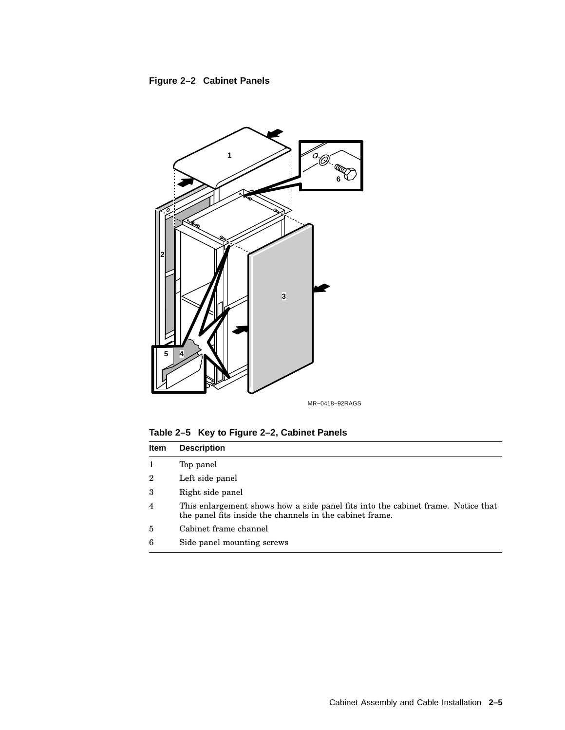**Figure 2–2 Cabinet Panels**

MR−0418−92RAGS

**Table 2–5 Key to Figure 2–2, Cabinet Panels**

| Item | Description |
|---|---|
| 1 | Top panel |
| 2 | Left side panel |
| 3 | Right side panel |
| 4 | This enlargement shows how a side panel fits into the cabinet frame. Notice that the panel fits inside the channels in the cabinet frame. |
| 5 | Cabinet frame channel |
| 6 | Side panel mounting screws |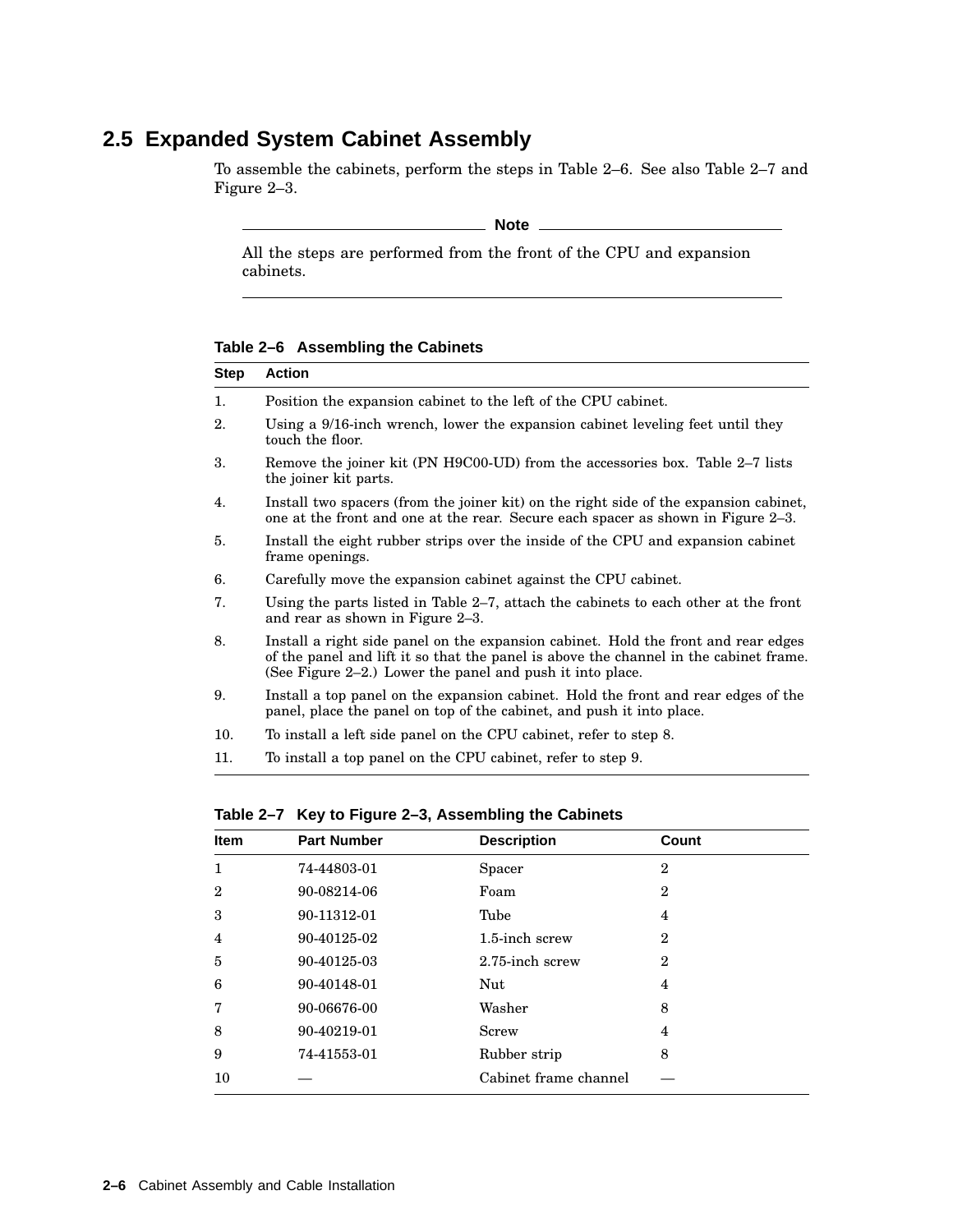## 2.5 Expanded System Cabinet Assembly

To assemble the cabinets, perform the steps in Table 2–6. See also Table 2–7 and Figure 2–3.

---

**Note**

All the steps are performed from the front of the CPU and expansion cabinets.

---

**Table 2–6 Assembling the Cabinets**

| Step | Action |
|---|---|
| 1. | Position the expansion cabinet to the left of the CPU cabinet. |
| 2. | Using a 9/16-inch wrench, lower the expansion cabinet leveling feet until they touch the floor. |
| 3. | Remove the joiner kit (PN H9C00-UD) from the accessories box. Table 2–7 lists the joiner kit parts. |
| 4. | Install two spacers (from the joiner kit) on the right side of the expansion cabinet, one at the front and one at the rear. Secure each spacer as shown in Figure 2–3. |
| 5. | Install the eight rubber strips over the inside of the CPU and expansion cabinet frame openings. |
| 6. | Carefully move the expansion cabinet against the CPU cabinet. |
| 7. | Using the parts listed in Table 2–7, attach the cabinets to each other at the front and rear as shown in Figure 2–3. |
| 8. | Install a right side panel on the expansion cabinet. Hold the front and rear edges of the panel and lift it so that the panel is above the channel in the cabinet frame. (See Figure 2–2.) Lower the panel and push it into place. |
| 9. | Install a top panel on the expansion cabinet. Hold the front and rear edges of the panel, place the panel on top of the cabinet, and push it into place. |
| 10. | To install a left side panel on the CPU cabinet, refer to step 8. |
| 11. | To install a top panel on the CPU cabinet, refer to step 9. |

**Table 2–7 Key to Figure 2–3, Assembling the Cabinets**

| Item | Part Number | Description | Count |
|---|---|---|---|
| 1 | 74-44803-01 | Spacer | 2 |
| 2 | 90-08214-06 | Foam | 2 |
| 3 | 90-11312-01 | Tube | 4 |
| 4 | 90-40125-02 | 1.5-inch screw | 2 |
| 5 | 90-40125-03 | 2.75-inch screw | 2 |
| 6 | 90-40148-01 | Nut | 4 |
| 7 | 90-06676-00 | Washer | 8 |
| 8 | 90-40219-01 | Screw | 4 |
| 9 | 74-41553-01 | Rubber strip | 8 |
| 10 | — | Cabinet frame channel | — |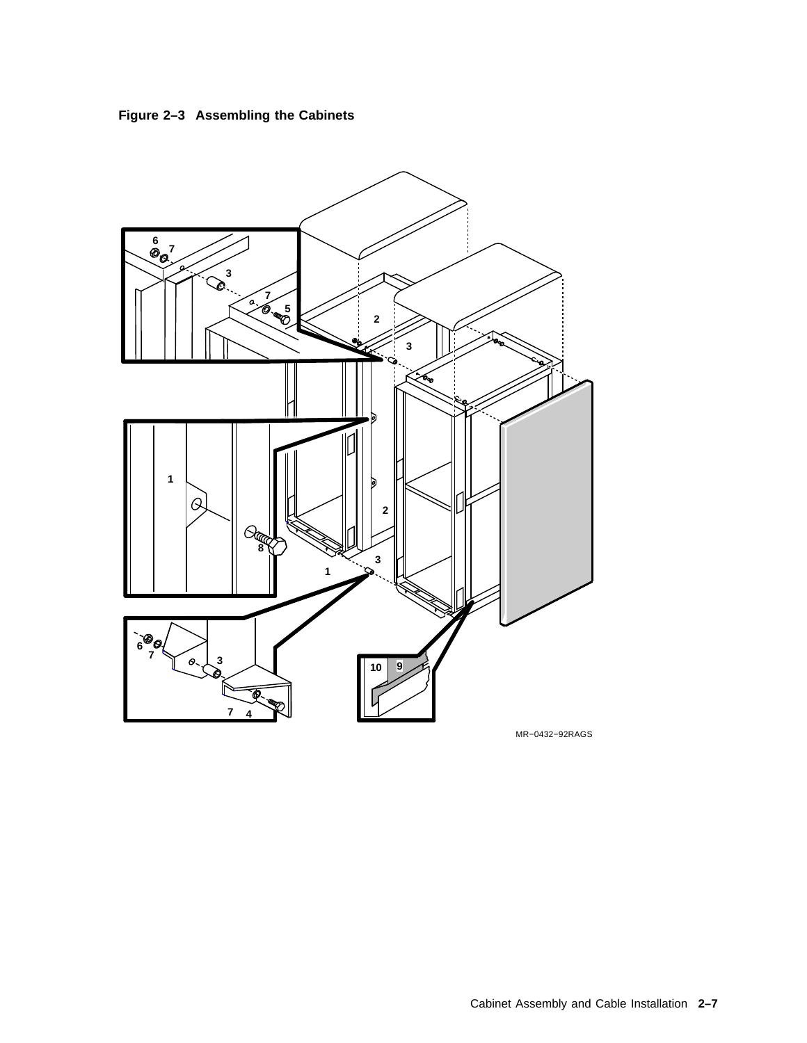**Figure 2–3 Assembling the Cabinets**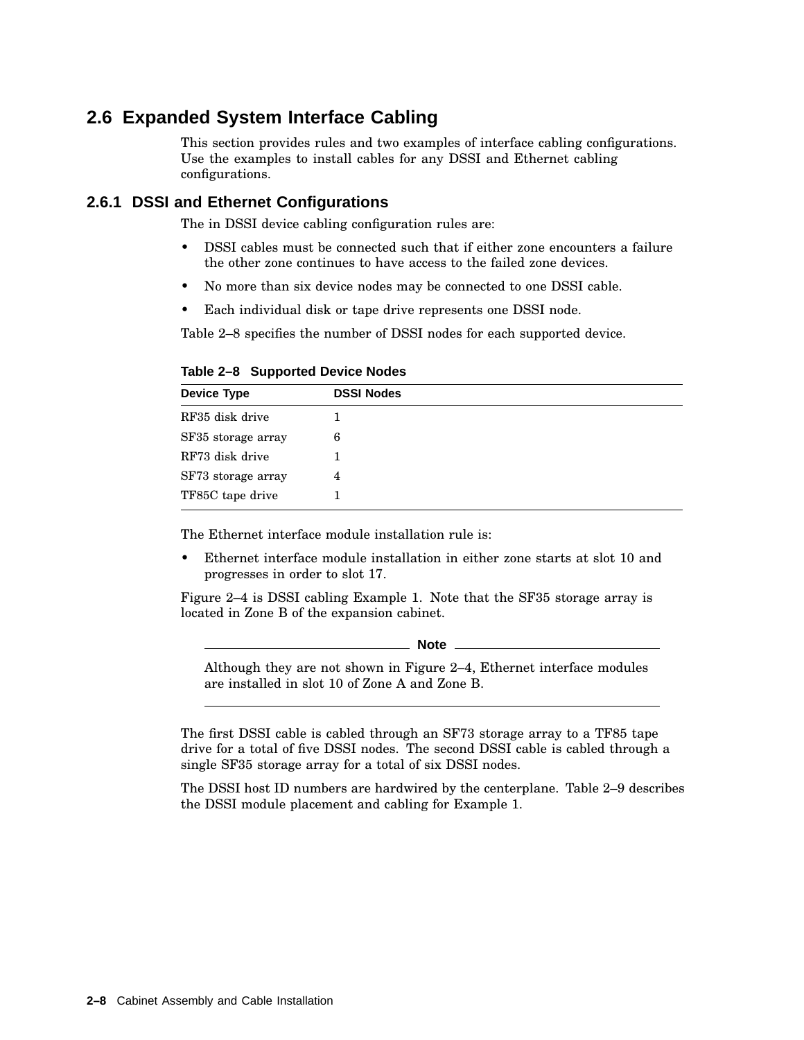## 2.6 Expanded System Interface Cabling

This section provides rules and two examples of interface cabling configurations. Use the examples to install cables for any DSSI and Ethernet cabling configurations.

### 2.6.1 DSSI and Ethernet Configurations

The in DSSI device cabling configuration rules are:

- DSSI cables must be connected such that if either zone encounters a failure the other zone continues to have access to the failed zone devices.
- No more than six device nodes may be connected to one DSSI cable.
- Each individual disk or tape drive represents one DSSI node.

Table 2–8 specifies the number of DSSI nodes for each supported device.

**Table 2–8 Supported Device Nodes**

| Device Type | DSSI Nodes |
|---|---|
| RF35 disk drive | 1 |
| SF35 storage array | 6 |
| RF73 disk drive | 1 |
| SF73 storage array | 4 |
| TF85C tape drive | 1 |

The Ethernet interface module installation rule is:

- Ethernet interface module installation in either zone starts at slot 10 and progresses in order to slot 17.

Figure 2–4 is DSSI cabling Example 1. Note that the SF35 storage array is located in Zone B of the expansion cabinet.

---

**Note**

Although they are not shown in Figure 2–4, Ethernet interface modules are installed in slot 10 of Zone A and Zone B.

---

The first DSSI cable is cabled through an SF73 storage array to a TF85 tape drive for a total of five DSSI nodes. The second DSSI cable is cabled through a single SF35 storage array for a total of six DSSI nodes.

The DSSI host ID numbers are hardwired by the centerplane. Table 2–9 describes the DSSI module placement and cabling for Example 1.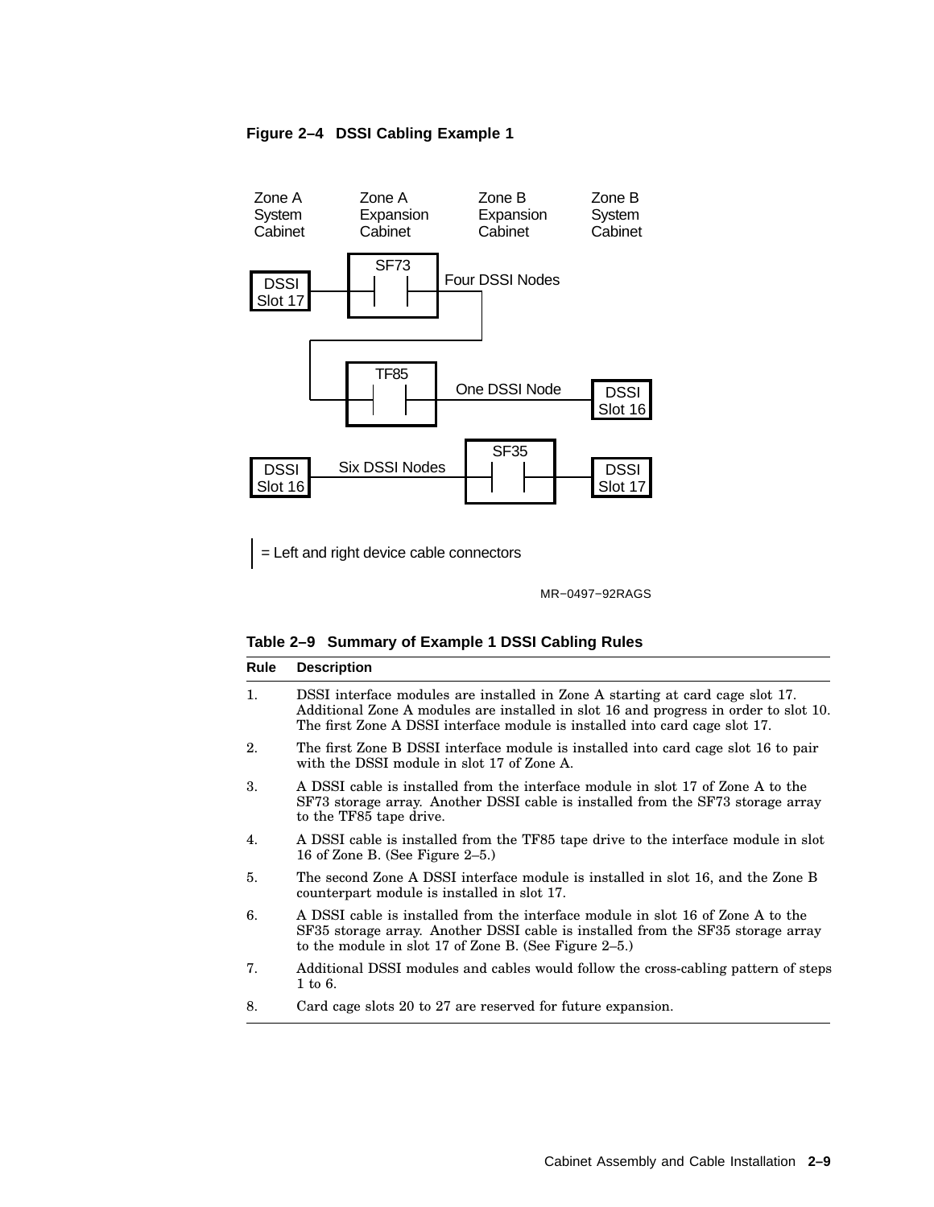**Figure 2–4 DSSI Cabling Example 1**

Zone A System Cabinet | Zone A Expansion Cabinet | Zone B Expansion Cabinet | Zone B System Cabinet

DSSI Slot 17 — SF73 — Four DSSI Nodes — TF85 — One DSSI Node — DSSI Slot 16

DSSI Slot 16 — Six DSSI Nodes — SF35 — DSSI Slot 17

| = Left and right device cable connectors

MR−0497−92RAGS

**Table 2–9 Summary of Example 1 DSSI Cabling Rules**

| Rule | Description |
|---|---|
| 1. | DSSI interface modules are installed in Zone A starting at card cage slot 17. Additional Zone A modules are installed in slot 16 and progress in order to slot 10. The first Zone A DSSI interface module is installed into card cage slot 17. |
| 2. | The first Zone B DSSI interface module is installed into card cage slot 16 to pair with the DSSI module in slot 17 of Zone A. |
| 3. | A DSSI cable is installed from the interface module in slot 17 of Zone A to the SF73 storage array. Another DSSI cable is installed from the SF73 storage array to the TF85 tape drive. |
| 4. | A DSSI cable is installed from the TF85 tape drive to the interface module in slot 16 of Zone B. (See Figure 2–5.) |
| 5. | The second Zone A DSSI interface module is installed in slot 16, and the Zone B counterpart module is installed in slot 17. |
| 6. | A DSSI cable is installed from the interface module in slot 16 of Zone A to the SF35 storage array. Another DSSI cable is installed from the SF35 storage array to the module in slot 17 of Zone B. (See Figure 2–5.) |
| 7. | Additional DSSI modules and cables would follow the cross-cabling pattern of steps 1 to 6. |
| 8. | Card cage slots 20 to 27 are reserved for future expansion. |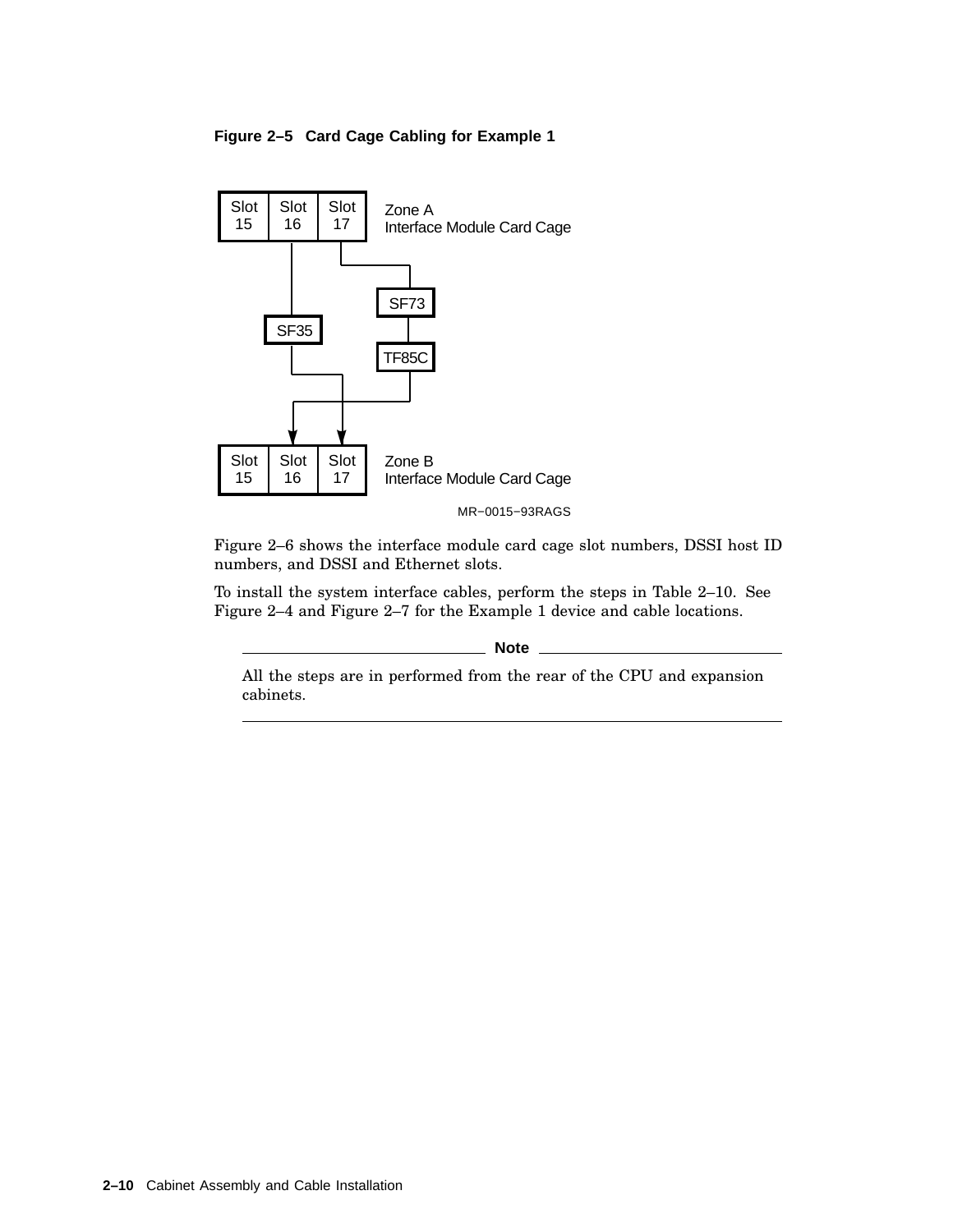**Figure 2–5 Card Cage Cabling for Example 1**

Figure 2–6 shows the interface module card cage slot numbers, DSSI host ID numbers, and DSSI and Ethernet slots.

To install the system interface cables, perform the steps in Table 2–10. See Figure 2–4 and Figure 2–7 for the Example 1 device and cable locations.

---

**Note**

All the steps are in performed from the rear of the CPU and expansion cabinets.

---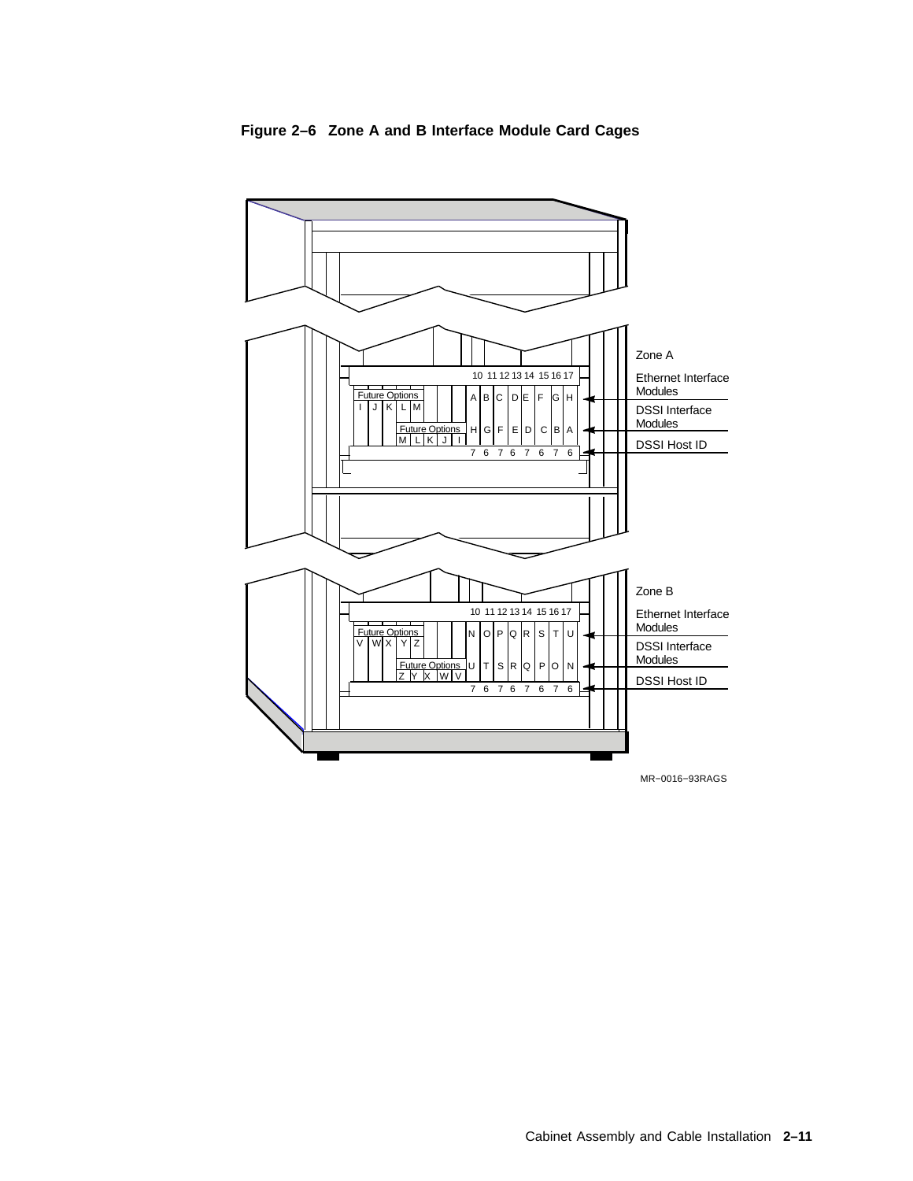**Figure 2–6 Zone A and B Interface Module Card Cages**

Zone A

Ethernet Interface Modules

DSSI Interface Modules

DSSI Host ID

Zone B

Ethernet Interface Modules

DSSI Interface Modules

DSSI Host ID

MR−0016−93RAGS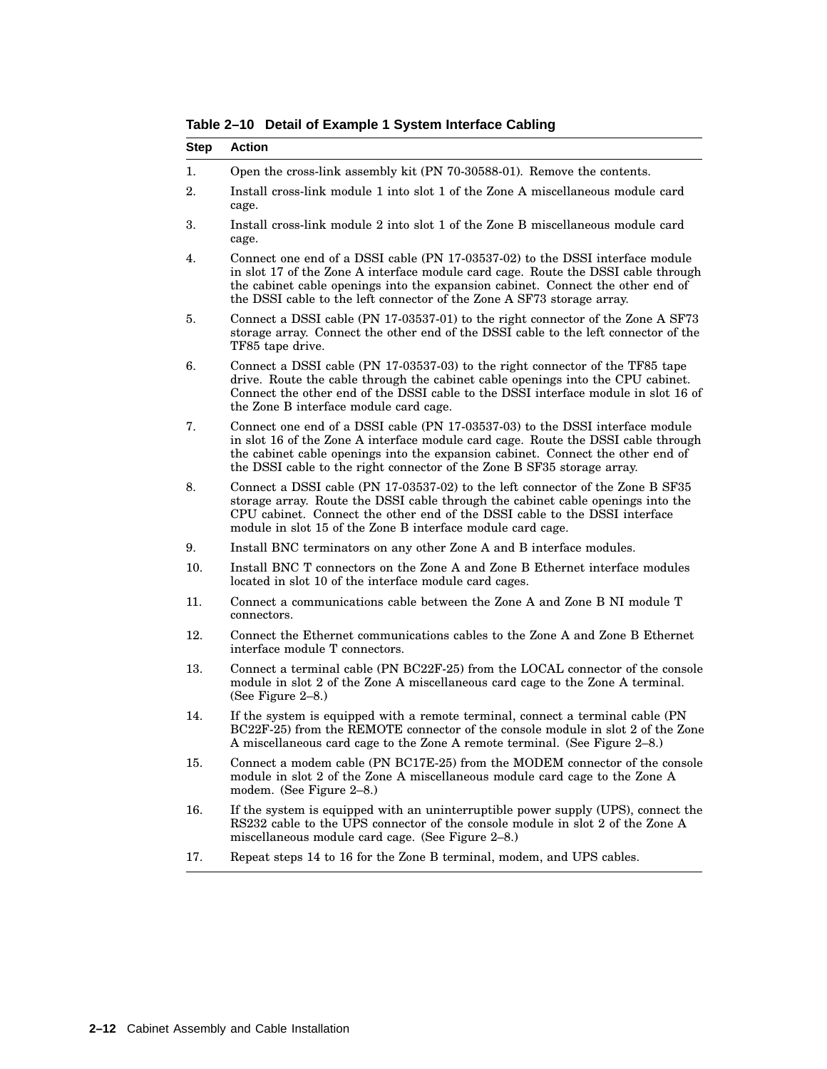**Table 2–10 Detail of Example 1 System Interface Cabling**

| Step | Action |
|---|---|
| 1. | Open the cross-link assembly kit (PN 70-30588-01). Remove the contents. |
| 2. | Install cross-link module 1 into slot 1 of the Zone A miscellaneous module card cage. |
| 3. | Install cross-link module 2 into slot 1 of the Zone B miscellaneous module card cage. |
| 4. | Connect one end of a DSSI cable (PN 17-03537-02) to the DSSI interface module in slot 17 of the Zone A interface module card cage. Route the DSSI cable through the cabinet cable openings into the expansion cabinet. Connect the other end of the DSSI cable to the left connector of the Zone A SF73 storage array. |
| 5. | Connect a DSSI cable (PN 17-03537-01) to the right connector of the Zone A SF73 storage array. Connect the other end of the DSSI cable to the left connector of the TF85 tape drive. |
| 6. | Connect a DSSI cable (PN 17-03537-03) to the right connector of the TF85 tape drive. Route the cable through the cabinet cable openings into the CPU cabinet. Connect the other end of the DSSI cable to the DSSI interface module in slot 16 of the Zone B interface module card cage. |
| 7. | Connect one end of a DSSI cable (PN 17-03537-03) to the DSSI interface module in slot 16 of the Zone A interface module card cage. Route the DSSI cable through the cabinet cable openings into the expansion cabinet. Connect the other end of the DSSI cable to the right connector of the Zone B SF35 storage array. |
| 8. | Connect a DSSI cable (PN 17-03537-02) to the left connector of the Zone B SF35 storage array. Route the DSSI cable through the cabinet cable openings into the CPU cabinet. Connect the other end of the DSSI cable to the DSSI interface module in slot 15 of the Zone B interface module card cage. |
| 9. | Install BNC terminators on any other Zone A and B interface modules. |
| 10. | Install BNC T connectors on the Zone A and Zone B Ethernet interface modules located in slot 10 of the interface module card cages. |
| 11. | Connect a communications cable between the Zone A and Zone B NI module T connectors. |
| 12. | Connect the Ethernet communications cables to the Zone A and Zone B Ethernet interface module T connectors. |
| 13. | Connect a terminal cable (PN BC22F-25) from the LOCAL connector of the console module in slot 2 of the Zone A miscellaneous card cage to the Zone A terminal. (See Figure 2–8.) |
| 14. | If the system is equipped with a remote terminal, connect a terminal cable (PN BC22F-25) from the REMOTE connector of the console module in slot 2 of the Zone A miscellaneous card cage to the Zone A remote terminal. (See Figure 2–8.) |
| 15. | Connect a modem cable (PN BC17E-25) from the MODEM connector of the console module in slot 2 of the Zone A miscellaneous module card cage to the Zone A modem. (See Figure 2–8.) |
| 16. | If the system is equipped with an uninterruptible power supply (UPS), connect the RS232 cable to the UPS connector of the console module in slot 2 of the Zone A miscellaneous module card cage. (See Figure 2–8.) |
| 17. | Repeat steps 14 to 16 for the Zone B terminal, modem, and UPS cables. |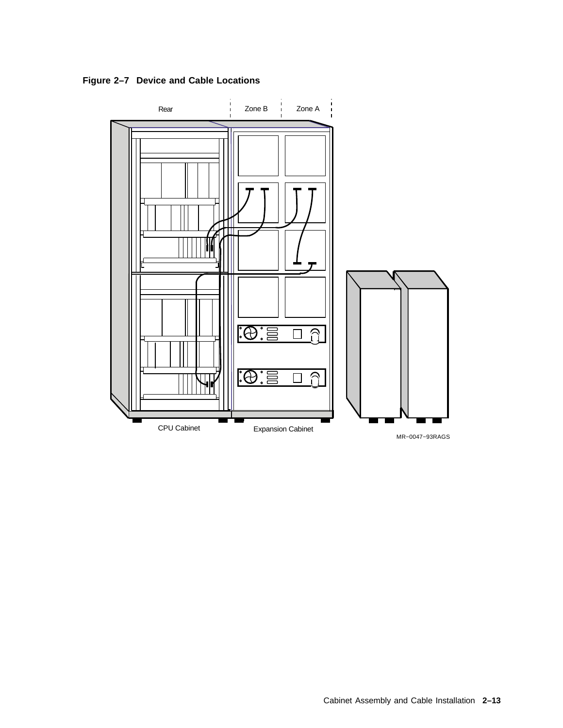**Figure 2–7 Device and Cable Locations**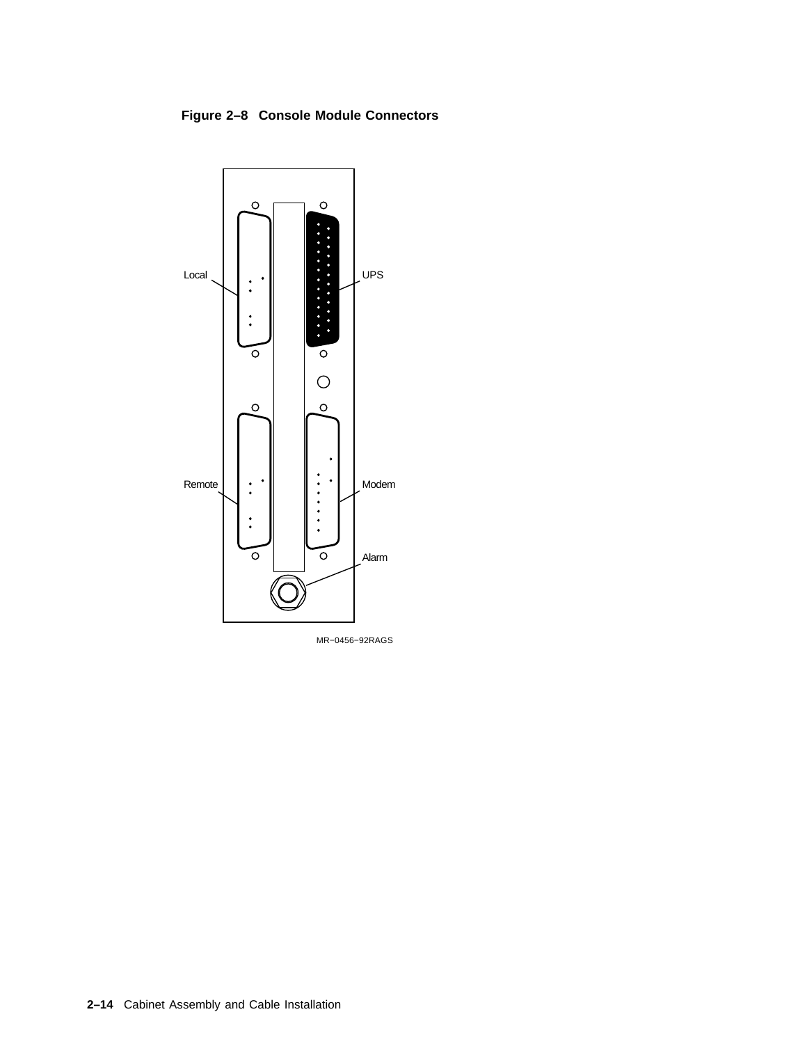**Figure 2–8 Console Module Connectors**

Local

UPS

Remote

Modem

Alarm

MR−0456−92RAGS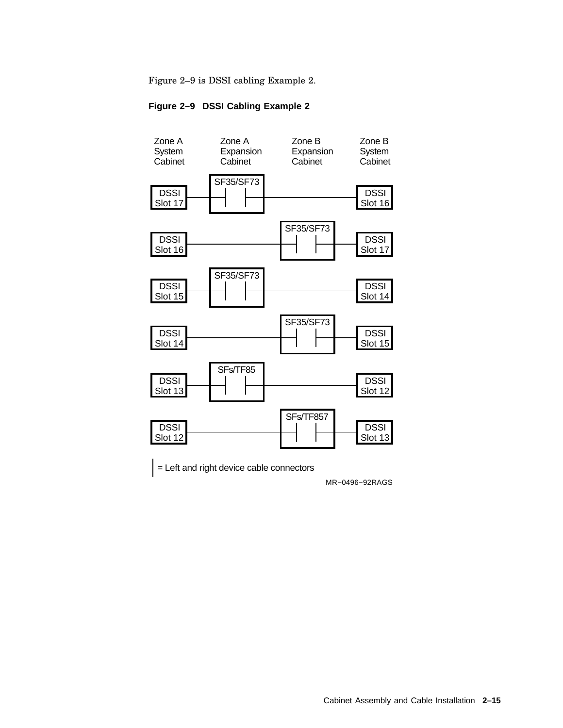Figure 2–9 is DSSI cabling Example 2.

**Figure 2–9 DSSI Cabling Example 2**

| Zone A System Cabinet | Zone A Expansion Cabinet | Zone B Expansion Cabinet | Zone B System Cabinet |
|---|---|---|---|
| DSSI Slot 17 | SF35/SF73 | | DSSI Slot 16 |
| DSSI Slot 16 | | SF35/SF73 | DSSI Slot 17 |
| DSSI Slot 15 | SF35/SF73 | | DSSI Slot 14 |
| DSSI Slot 14 | | SF35/SF73 | DSSI Slot 15 |
| DSSI Slot 13 | SFs/TF85 | | DSSI Slot 12 |
| DSSI Slot 12 | | SFs/TF857 | DSSI Slot 13 |

| = Left and right device cable connectors

MR−0496−92RAGS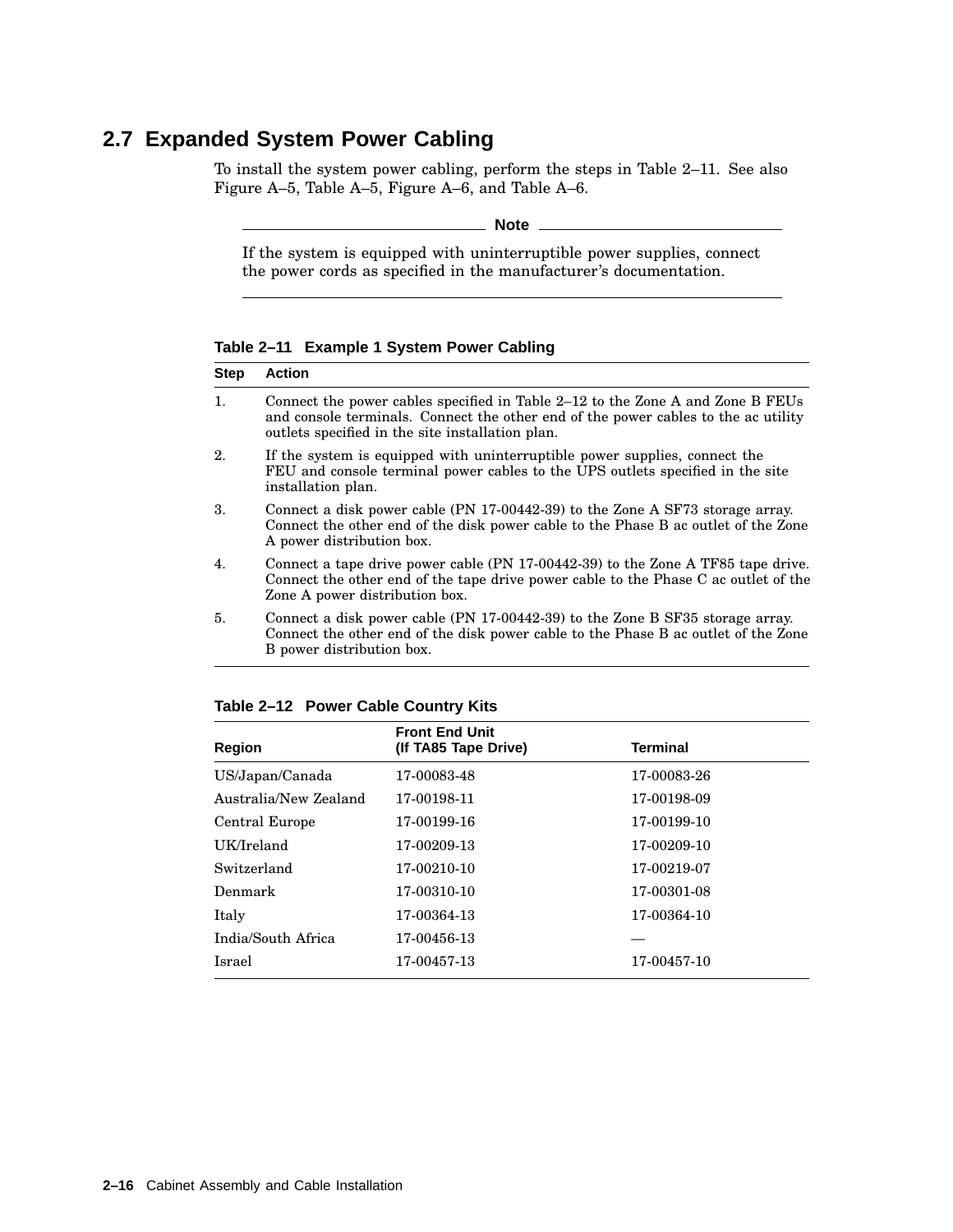## 2.7 Expanded System Power Cabling

To install the system power cabling, perform the steps in Table 2–11. See also Figure A–5, Table A–5, Figure A–6, and Table A–6.

> **Note**
>
> If the system is equipped with uninterruptible power supplies, connect the power cords as specified in the manufacturer's documentation.

**Table 2–11 Example 1 System Power Cabling**

| Step | Action |
|---|---|
| 1. | Connect the power cables specified in Table 2–12 to the Zone A and Zone B FEUs and console terminals. Connect the other end of the power cables to the ac utility outlets specified in the site installation plan. |
| 2. | If the system is equipped with uninterruptible power supplies, connect the FEU and console terminal power cables to the UPS outlets specified in the site installation plan. |
| 3. | Connect a disk power cable (PN 17-00442-39) to the Zone A SF73 storage array. Connect the other end of the disk power cable to the Phase B ac outlet of the Zone A power distribution box. |
| 4. | Connect a tape drive power cable (PN 17-00442-39) to the Zone A TF85 tape drive. Connect the other end of the tape drive power cable to the Phase C ac outlet of the Zone A power distribution box. |
| 5. | Connect a disk power cable (PN 17-00442-39) to the Zone B SF35 storage array. Connect the other end of the disk power cable to the Phase B ac outlet of the Zone B power distribution box. |

**Table 2–12 Power Cable Country Kits**

| Region | Front End Unit (If TA85 Tape Drive) | Terminal |
|---|---|---|
| US/Japan/Canada | 17-00083-48 | 17-00083-26 |
| Australia/New Zealand | 17-00198-11 | 17-00198-09 |
| Central Europe | 17-00199-16 | 17-00199-10 |
| UK/Ireland | 17-00209-13 | 17-00209-10 |
| Switzerland | 17-00210-10 | 17-00219-07 |
| Denmark | 17-00310-10 | 17-00301-08 |
| Italy | 17-00364-13 | 17-00364-10 |
| India/South Africa | 17-00456-13 | — |
| Israel | 17-00457-13 | 17-00457-10 |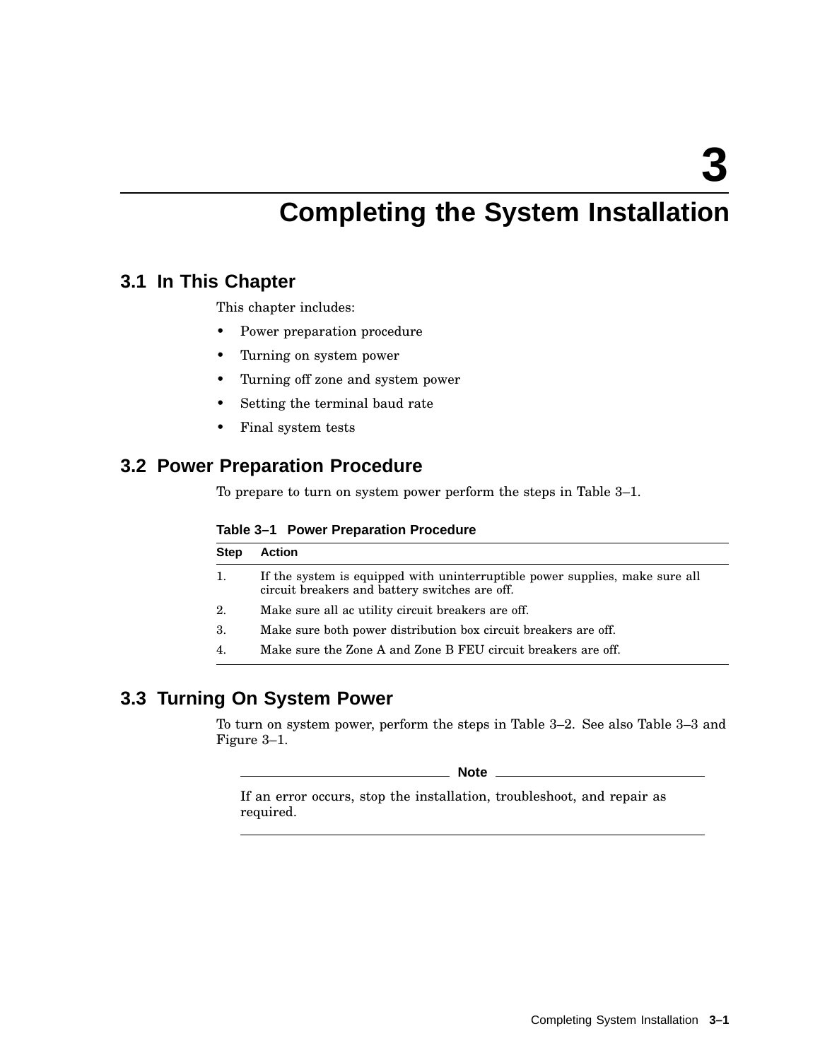# 3 Completing the System Installation

## 3.1 In This Chapter

This chapter includes:

- Power preparation procedure
- Turning on system power
- Turning off zone and system power
- Setting the terminal baud rate
- Final system tests

## 3.2 Power Preparation Procedure

To prepare to turn on system power perform the steps in Table 3–1.

**Table 3–1 Power Preparation Procedure**

| Step | Action |
|---|---|
| 1. | If the system is equipped with uninterruptible power supplies, make sure all circuit breakers and battery switches are off. |
| 2. | Make sure all ac utility circuit breakers are off. |
| 3. | Make sure both power distribution box circuit breakers are off. |
| 4. | Make sure the Zone A and Zone B FEU circuit breakers are off. |

## 3.3 Turning On System Power

To turn on system power, perform the steps in Table 3–2. See also Table 3–3 and Figure 3–1.

**Note**

If an error occurs, stop the installation, troubleshoot, and repair as required.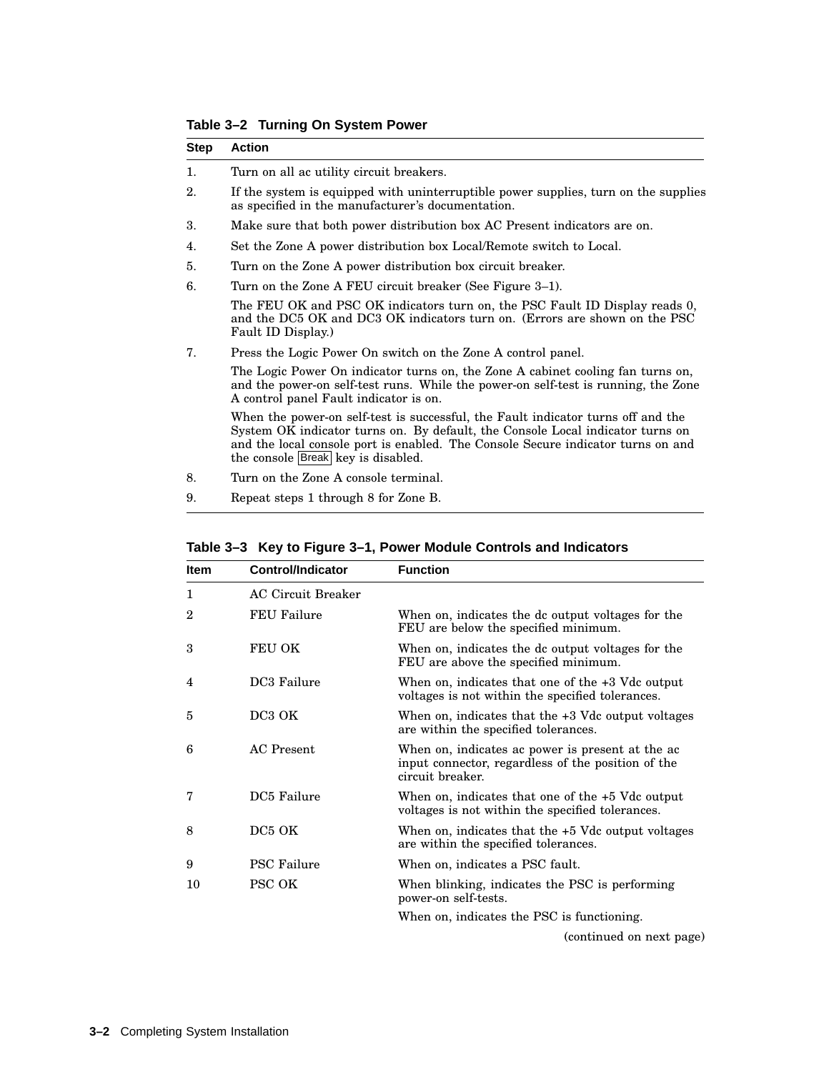**Table 3–2 Turning On System Power**

| Step | Action |
|---|---|
| 1. | Turn on all ac utility circuit breakers. |
| 2. | If the system is equipped with uninterruptible power supplies, turn on the supplies as specified in the manufacturer's documentation. |
| 3. | Make sure that both power distribution box AC Present indicators are on. |
| 4. | Set the Zone A power distribution box Local/Remote switch to Local. |
| 5. | Turn on the Zone A power distribution box circuit breaker. |
| 6. | Turn on the Zone A FEU circuit breaker (See Figure 3–1). |
| | The FEU OK and PSC OK indicators turn on, the PSC Fault ID Display reads 0, and the DC5 OK and DC3 OK indicators turn on. (Errors are shown on the PSC Fault ID Display.) |
| 7. | Press the Logic Power On switch on the Zone A control panel. |
| | The Logic Power On indicator turns on, the Zone A cabinet cooling fan turns on, and the power-on self-test runs. While the power-on self-test is running, the Zone A control panel Fault indicator is on. |
| | When the power-on self-test is successful, the Fault indicator turns off and the System OK indicator turns on. By default, the Console Local indicator turns on and the local console port is enabled. The Console Secure indicator turns on and the console Break key is disabled. |
| 8. | Turn on the Zone A console terminal. |
| 9. | Repeat steps 1 through 8 for Zone B. |

**Table 3–3 Key to Figure 3–1, Power Module Controls and Indicators**

| Item | Control/Indicator | Function |
|---|---|---|
| 1 | AC Circuit Breaker | |
| 2 | FEU Failure | When on, indicates the dc output voltages for the FEU are below the specified minimum. |
| 3 | FEU OK | When on, indicates the dc output voltages for the FEU are above the specified minimum. |
| 4 | DC3 Failure | When on, indicates that one of the +3 Vdc output voltages is not within the specified tolerances. |
| 5 | DC3 OK | When on, indicates that the +3 Vdc output voltages are within the specified tolerances. |
| 6 | AC Present | When on, indicates ac power is present at the ac input connector, regardless of the position of the circuit breaker. |
| 7 | DC5 Failure | When on, indicates that one of the +5 Vdc output voltages is not within the specified tolerances. |
| 8 | DC5 OK | When on, indicates that the +5 Vdc output voltages are within the specified tolerances. |
| 9 | PSC Failure | When on, indicates a PSC fault. |
| 10 | PSC OK | When blinking, indicates the PSC is performing power-on self-tests. |
| | | When on, indicates the PSC is functioning. |

(continued on next page)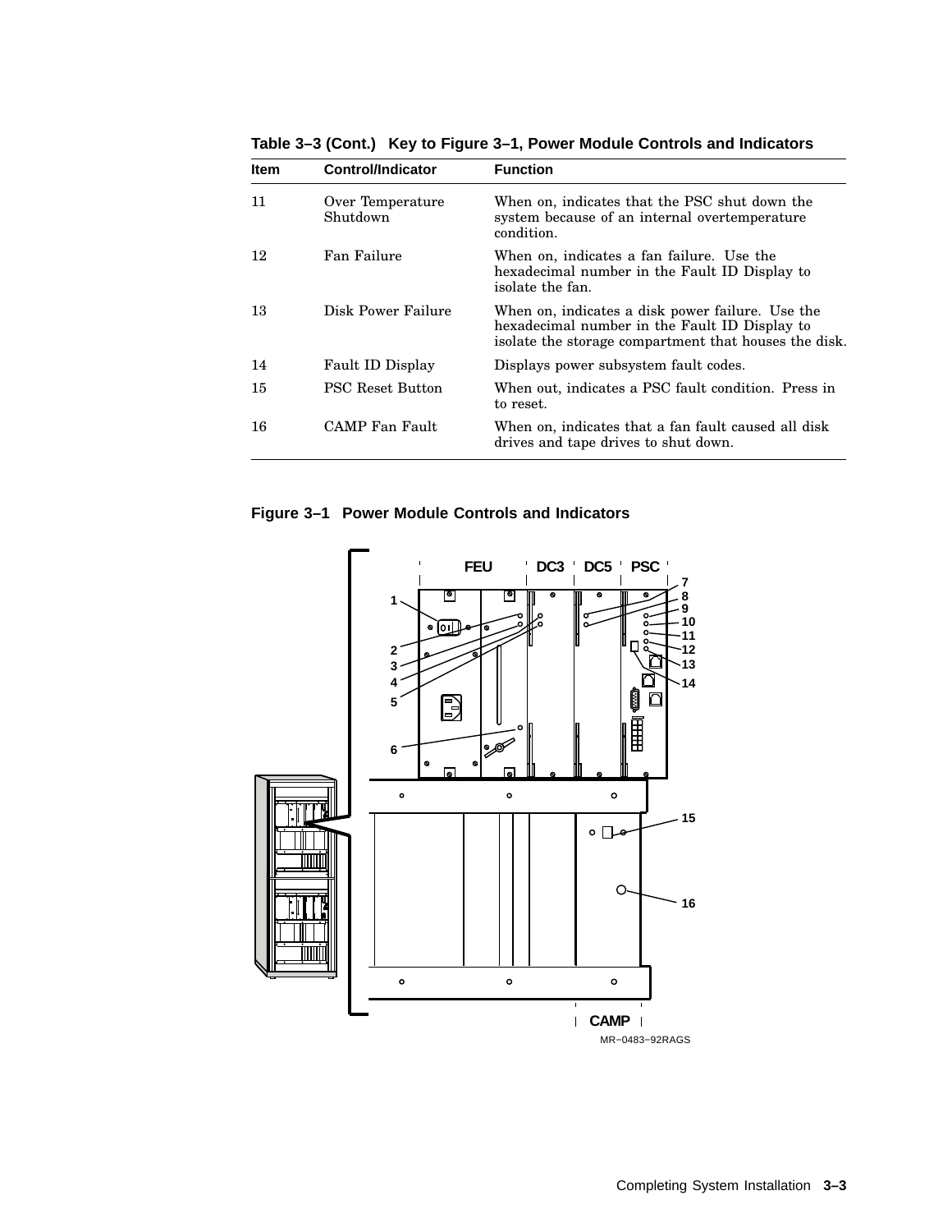**Table 3–3 (Cont.) Key to Figure 3–1, Power Module Controls and Indicators**

| Item | Control/Indicator | Function |
|---|---|---|
| 11 | Over Temperature Shutdown | When on, indicates that the PSC shut down the system because of an internal overtemperature condition. |
| 12 | Fan Failure | When on, indicates a fan failure. Use the hexadecimal number in the Fault ID Display to isolate the fan. |
| 13 | Disk Power Failure | When on, indicates a disk power failure. Use the hexadecimal number in the Fault ID Display to isolate the storage compartment that houses the disk. |
| 14 | Fault ID Display | Displays power subsystem fault codes. |
| 15 | PSC Reset Button | When out, indicates a PSC fault condition. Press in to reset. |
| 16 | CAMP Fan Fault | When on, indicates that a fan fault caused all disk drives and tape drives to shut down. |

**Figure 3–1 Power Module Controls and Indicators**

MR–0483–92RAGS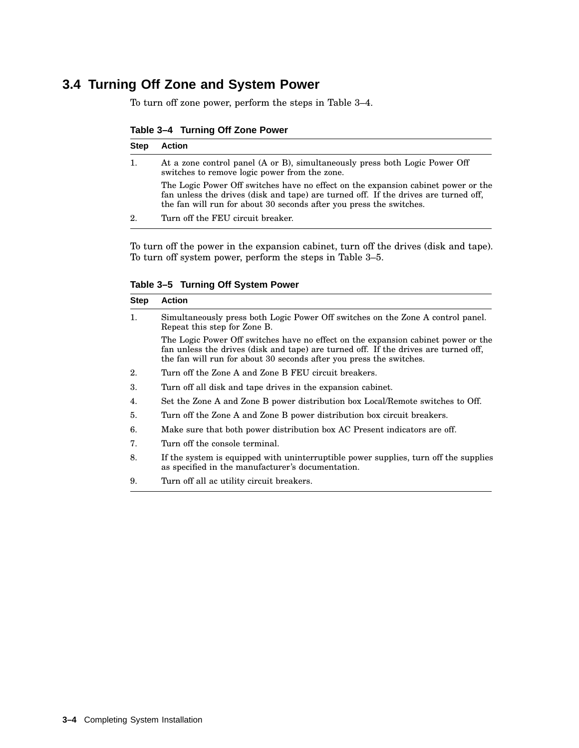## 3.4 Turning Off Zone and System Power

To turn off zone power, perform the steps in Table 3–4.

**Table 3–4 Turning Off Zone Power**

| Step | Action |
|---|---|
| 1. | At a zone control panel (A or B), simultaneously press both Logic Power Off switches to remove logic power from the zone.<br><br>The Logic Power Off switches have no effect on the expansion cabinet power or the fan unless the drives (disk and tape) are turned off. If the drives are turned off, the fan will run for about 30 seconds after you press the switches. |
| 2. | Turn off the FEU circuit breaker. |

To turn off the power in the expansion cabinet, turn off the drives (disk and tape). To turn off system power, perform the steps in Table 3–5.

**Table 3–5 Turning Off System Power**

| Step | Action |
|---|---|
| 1. | Simultaneously press both Logic Power Off switches on the Zone A control panel. Repeat this step for Zone B.<br><br>The Logic Power Off switches have no effect on the expansion cabinet power or the fan unless the drives (disk and tape) are turned off. If the drives are turned off, the fan will run for about 30 seconds after you press the switches. |
| 2. | Turn off the Zone A and Zone B FEU circuit breakers. |
| 3. | Turn off all disk and tape drives in the expansion cabinet. |
| 4. | Set the Zone A and Zone B power distribution box Local/Remote switches to Off. |
| 5. | Turn off the Zone A and Zone B power distribution box circuit breakers. |
| 6. | Make sure that both power distribution box AC Present indicators are off. |
| 7. | Turn off the console terminal. |
| 8. | If the system is equipped with uninterruptible power supplies, turn off the supplies as specified in the manufacturer's documentation. |
| 9. | Turn off all ac utility circuit breakers. |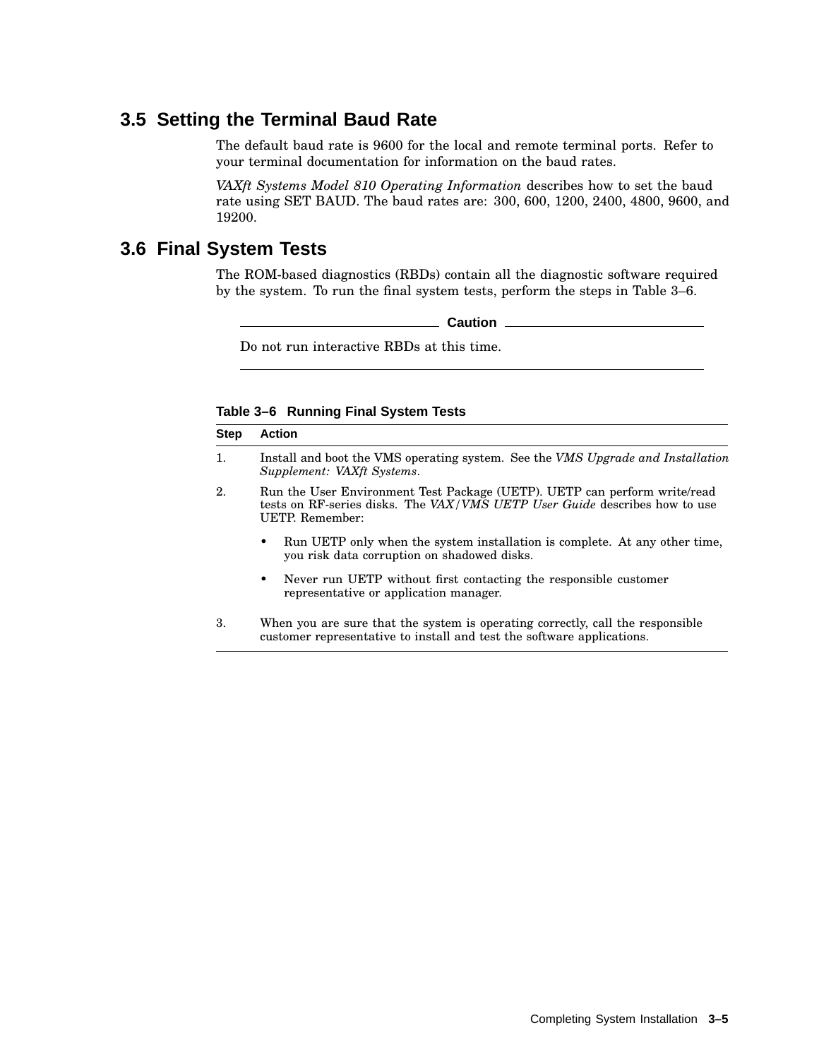## 3.5 Setting the Terminal Baud Rate

The default baud rate is 9600 for the local and remote terminal ports. Refer to your terminal documentation for information on the baud rates.

*VAXft Systems Model 810 Operating Information* describes how to set the baud rate using SET BAUD. The baud rates are: 300, 600, 1200, 2400, 4800, 9600, and 19200.

## 3.6 Final System Tests

The ROM-based diagnostics (RBDs) contain all the diagnostic software required by the system. To run the final system tests, perform the steps in Table 3–6.

**Caution**

Do not run interactive RBDs at this time.

**Table 3–6 Running Final System Tests**

| Step | Action |
|---|---|
| 1. | Install and boot the VMS operating system. See the *VMS Upgrade and Installation Supplement: VAXft Systems*. |
| 2. | Run the User Environment Test Package (UETP). UETP can perform write/read tests on RF-series disks. The *VAX/VMS UETP User Guide* describes how to use UETP. Remember:<br>• Run UETP only when the system installation is complete. At any other time, you risk data corruption on shadowed disks.<br>• Never run UETP without first contacting the responsible customer representative or application manager. |
| 3. | When you are sure that the system is operating correctly, call the responsible customer representative to install and test the software applications. |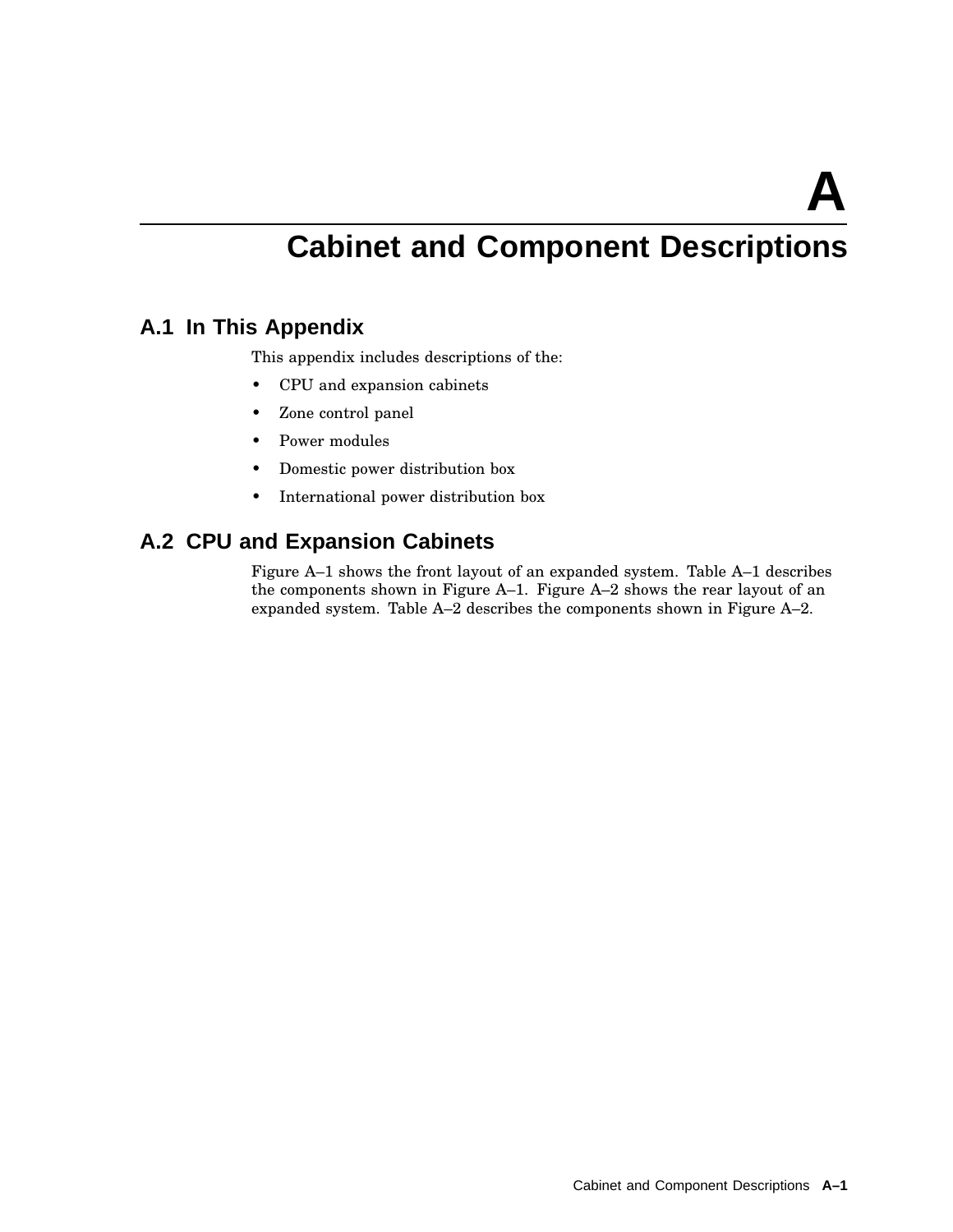# A

# Cabinet and Component Descriptions

## A.1 In This Appendix

This appendix includes descriptions of the:

- CPU and expansion cabinets
- Zone control panel
- Power modules
- Domestic power distribution box
- International power distribution box

## A.2 CPU and Expansion Cabinets

Figure A–1 shows the front layout of an expanded system. Table A–1 describes the components shown in Figure A–1. Figure A–2 shows the rear layout of an expanded system. Table A–2 describes the components shown in Figure A–2.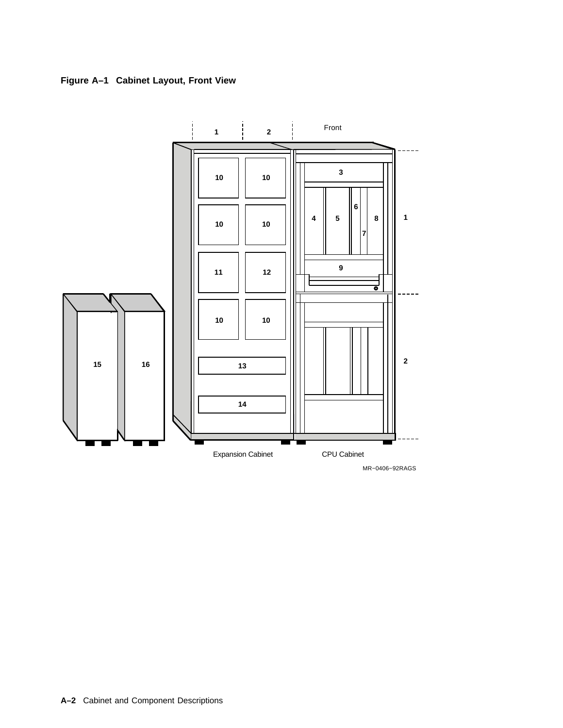**Figure A–1 Cabinet Layout, Front View**

Front

1 2

10 10

10 10

11 12

10 10

13

14

15 16

3

4 5 6 7 8

9

1

2

Expansion Cabinet CPU Cabinet

MR−0406−92RAGS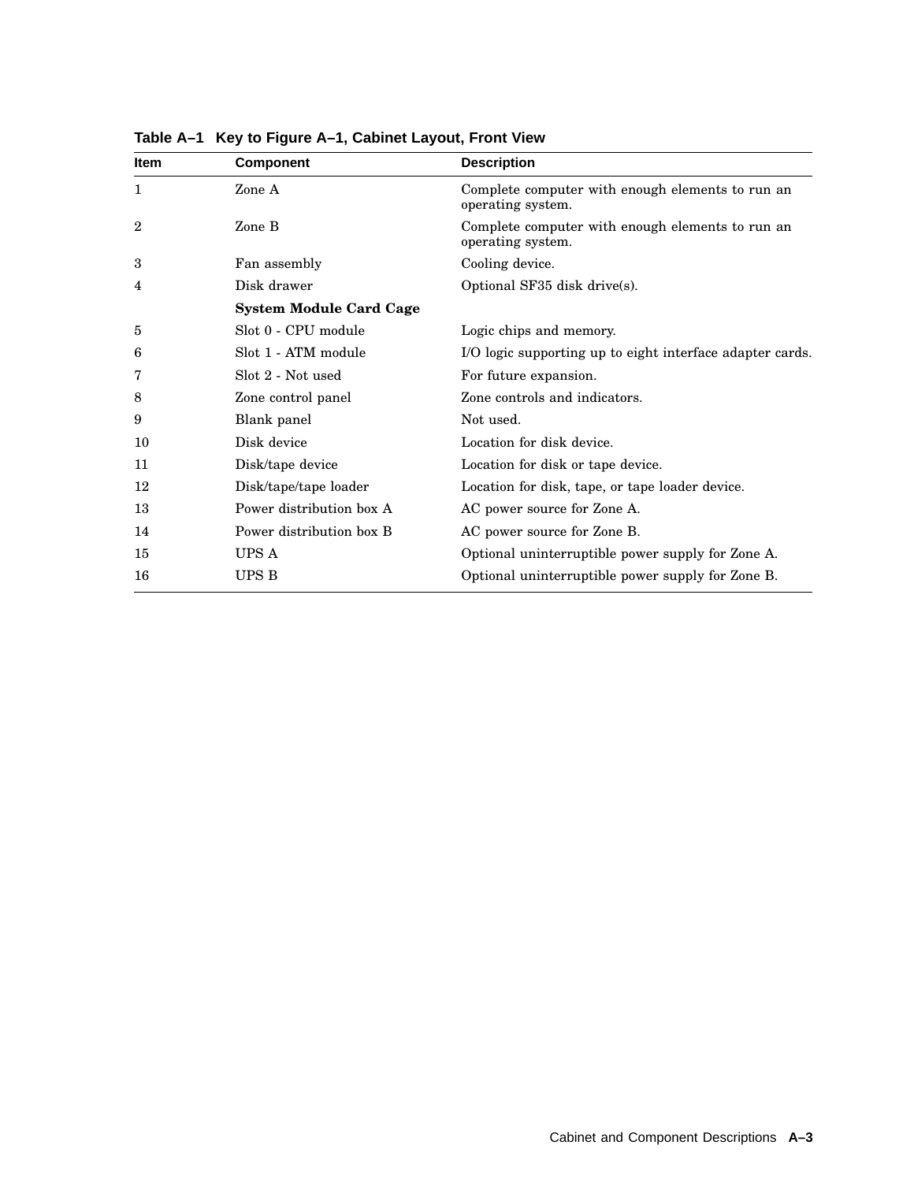**Table A–1 Key to Figure A–1, Cabinet Layout, Front View**

| Item | Component | Description |
|---|---|---|
| 1 | Zone A | Complete computer with enough elements to run an operating system. |
| 2 | Zone B | Complete computer with enough elements to run an operating system. |
| 3 | Fan assembly | Cooling device. |
| 4 | Disk drawer | Optional SF35 disk drive(s). |
| | **System Module Card Cage** | |
| 5 | Slot 0 - CPU module | Logic chips and memory. |
| 6 | Slot 1 - ATM module | I/O logic supporting up to eight interface adapter cards. |
| 7 | Slot 2 - Not used | For future expansion. |
| 8 | Zone control panel | Zone controls and indicators. |
| 9 | Blank panel | Not used. |
| 10 | Disk device | Location for disk device. |
| 11 | Disk/tape device | Location for disk or tape device. |
| 12 | Disk/tape/tape loader | Location for disk, tape, or tape loader device. |
| 13 | Power distribution box A | AC power source for Zone A. |
| 14 | Power distribution box B | AC power source for Zone B. |
| 15 | UPS A | Optional uninterruptible power supply for Zone A. |
| 16 | UPS B | Optional uninterruptible power supply for Zone B. |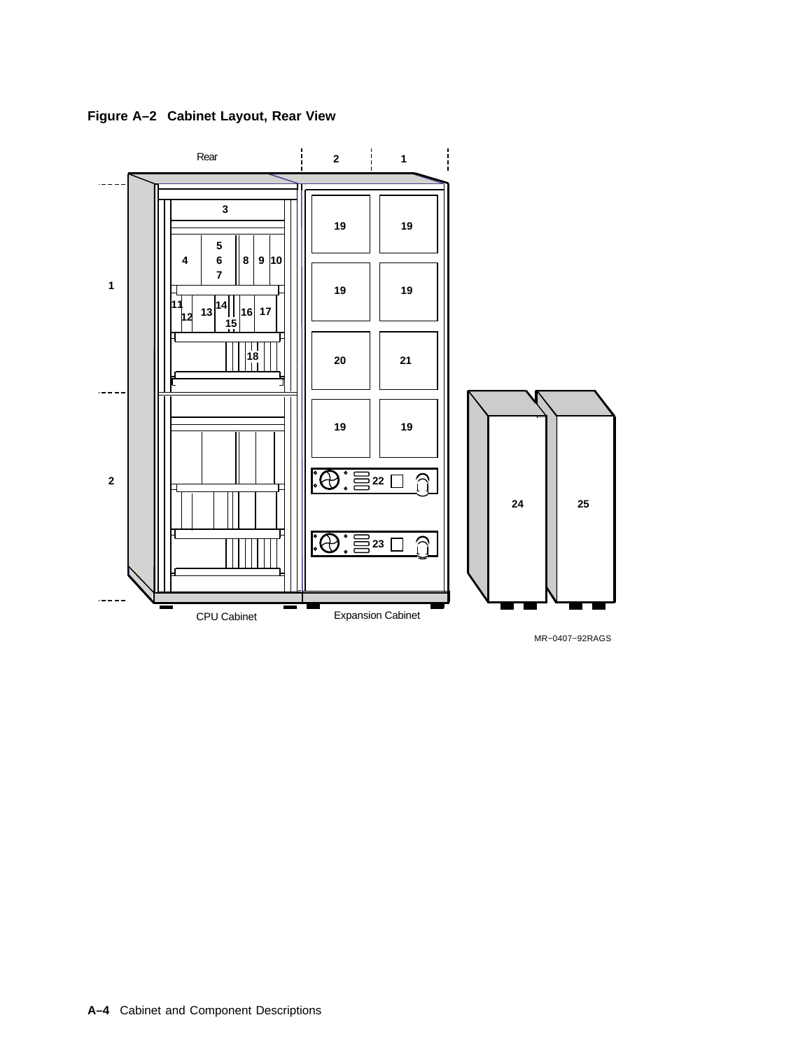**Figure A–2 Cabinet Layout, Rear View**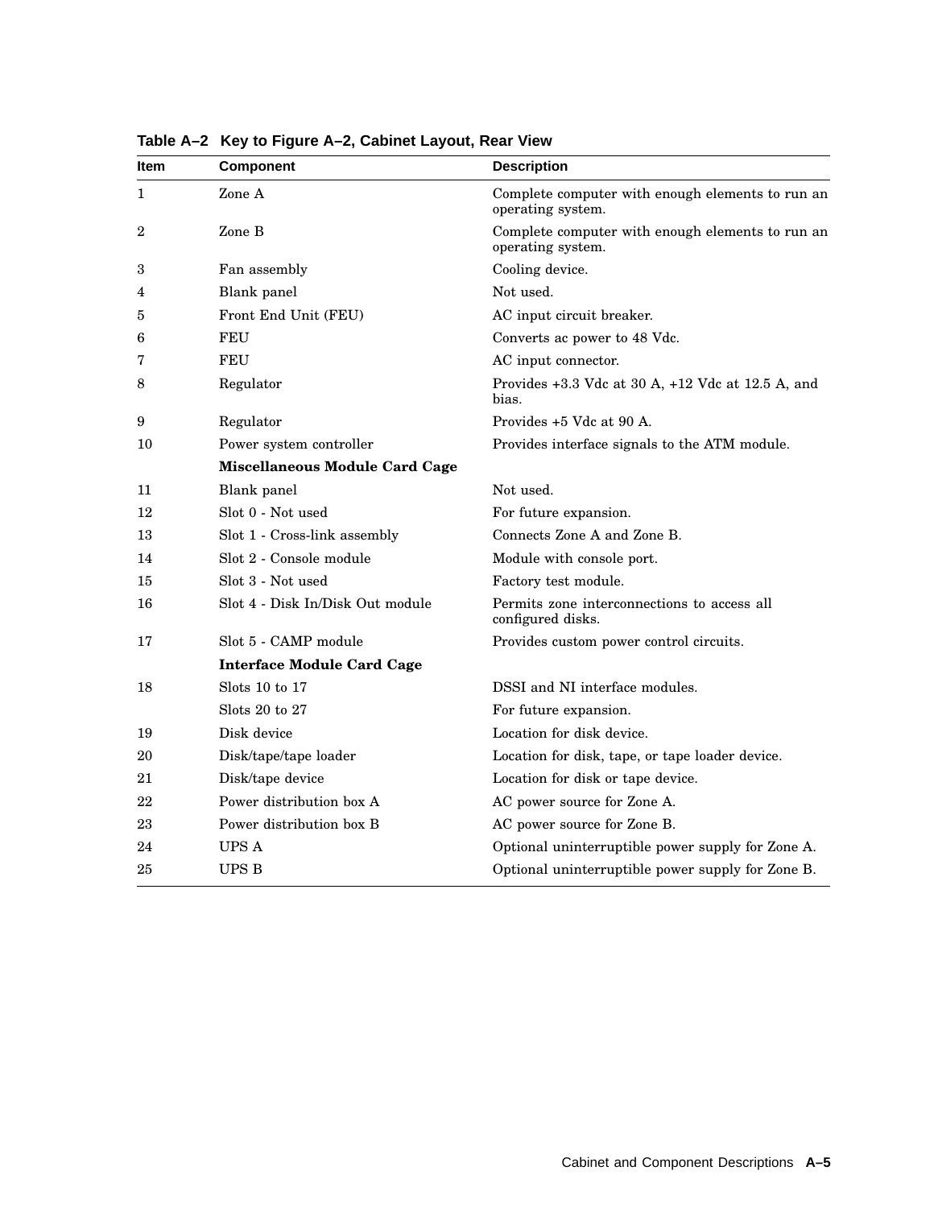**Table A–2 Key to Figure A–2, Cabinet Layout, Rear View**

| Item | Component | Description |
|---|---|---|
| 1 | Zone A | Complete computer with enough elements to run an operating system. |
| 2 | Zone B | Complete computer with enough elements to run an operating system. |
| 3 | Fan assembly | Cooling device. |
| 4 | Blank panel | Not used. |
| 5 | Front End Unit (FEU) | AC input circuit breaker. |
| 6 | FEU | Converts ac power to 48 Vdc. |
| 7 | FEU | AC input connector. |
| 8 | Regulator | Provides +3.3 Vdc at 30 A, +12 Vdc at 12.5 A, and bias. |
| 9 | Regulator | Provides +5 Vdc at 90 A. |
| 10 | Power system controller | Provides interface signals to the ATM module. |
| | **Miscellaneous Module Card Cage** | |
| 11 | Blank panel | Not used. |
| 12 | Slot 0 - Not used | For future expansion. |
| 13 | Slot 1 - Cross-link assembly | Connects Zone A and Zone B. |
| 14 | Slot 2 - Console module | Module with console port. |
| 15 | Slot 3 - Not used | Factory test module. |
| 16 | Slot 4 - Disk In/Disk Out module | Permits zone interconnections to access all configured disks. |
| 17 | Slot 5 - CAMP module | Provides custom power control circuits. |
| | **Interface Module Card Cage** | |
| 18 | Slots 10 to 17 | DSSI and NI interface modules. |
| | Slots 20 to 27 | For future expansion. |
| 19 | Disk device | Location for disk device. |
| 20 | Disk/tape/tape loader | Location for disk, tape, or tape loader device. |
| 21 | Disk/tape device | Location for disk or tape device. |
| 22 | Power distribution box A | AC power source for Zone A. |
| 23 | Power distribution box B | AC power source for Zone B. |
| 24 | UPS A | Optional uninterruptible power supply for Zone A. |
| 25 | UPS B | Optional uninterruptible power supply for Zone B. |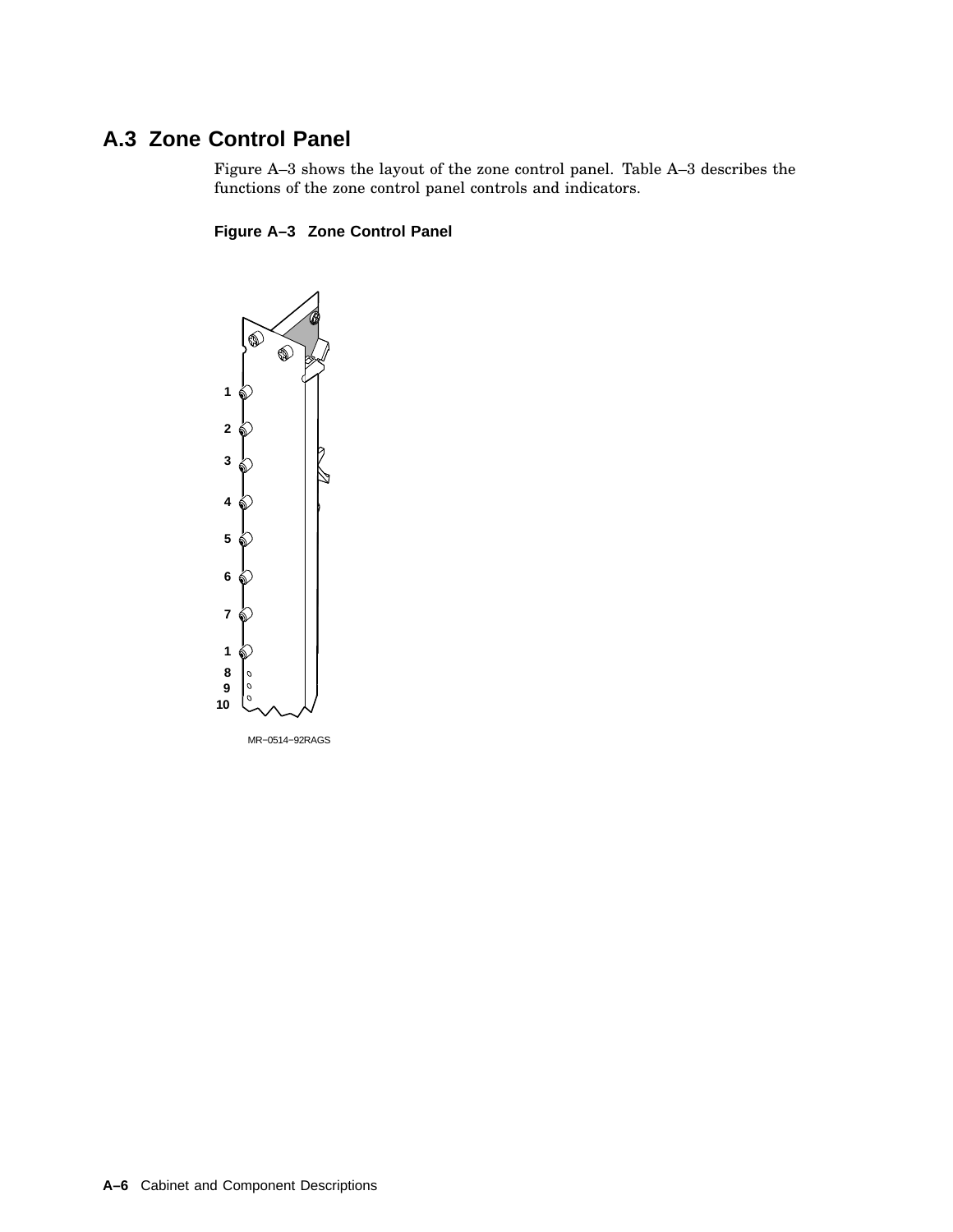## A.3 Zone Control Panel

Figure A–3 shows the layout of the zone control panel. Table A–3 describes the functions of the zone control panel controls and indicators.

**Figure A–3 Zone Control Panel**

MR−0514−92RAGS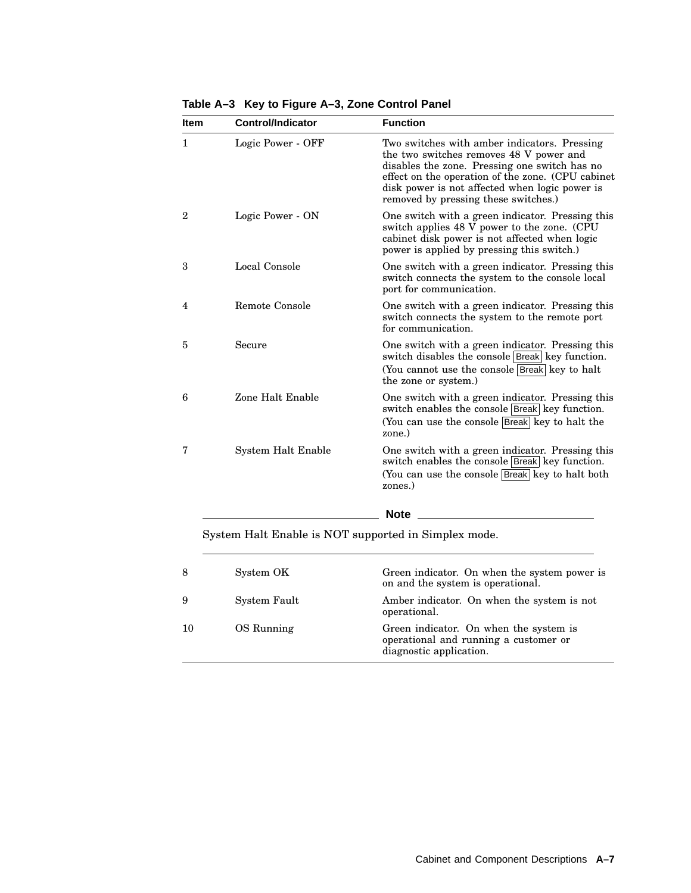**Table A–3 Key to Figure A–3, Zone Control Panel**

| Item | Control/Indicator | Function |
|---|---|---|
| 1 | Logic Power - OFF | Two switches with amber indicators. Pressing the two switches removes 48 V power and disables the zone. Pressing one switch has no effect on the operation of the zone. (CPU cabinet disk power is not affected when logic power is removed by pressing these switches.) |
| 2 | Logic Power - ON | One switch with a green indicator. Pressing this switch applies 48 V power to the zone. (CPU cabinet disk power is not affected when logic power is applied by pressing this switch.) |
| 3 | Local Console | One switch with a green indicator. Pressing this switch connects the system to the console local port for communication. |
| 4 | Remote Console | One switch with a green indicator. Pressing this switch connects the system to the remote port for communication. |
| 5 | Secure | One switch with a green indicator. Pressing this switch disables the console Break key function. (You cannot use the console Break key to halt the zone or system.) |
| 6 | Zone Halt Enable | One switch with a green indicator. Pressing this switch enables the console Break key function. (You can use the console Break key to halt the zone.) |
| 7 | System Halt Enable | One switch with a green indicator. Pressing this switch enables the console Break key function. (You can use the console Break key to halt both zones.) |

**Note**

System Halt Enable is NOT supported in Simplex mode.

| Item | Control/Indicator | Function |
|---|---|---|
| 8 | System OK | Green indicator. On when the system power is on and the system is operational. |
| 9 | System Fault | Amber indicator. On when the system is not operational. |
| 10 | OS Running | Green indicator. On when the system is operational and running a customer or diagnostic application. |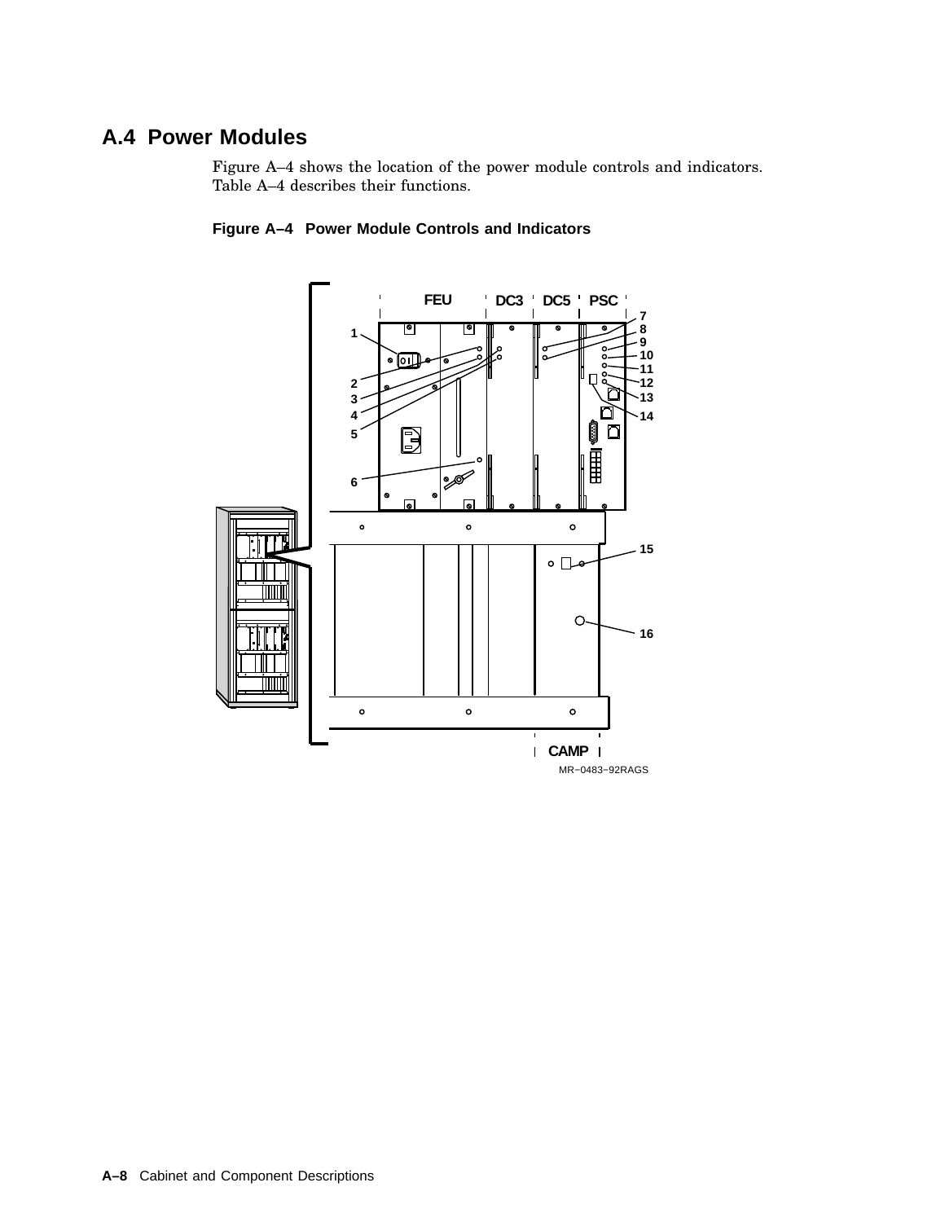## A.4 Power Modules

Figure A–4 shows the location of the power module controls and indicators. Table A–4 describes their functions.

**Figure A–4 Power Module Controls and Indicators**

MR−0483−92RAGS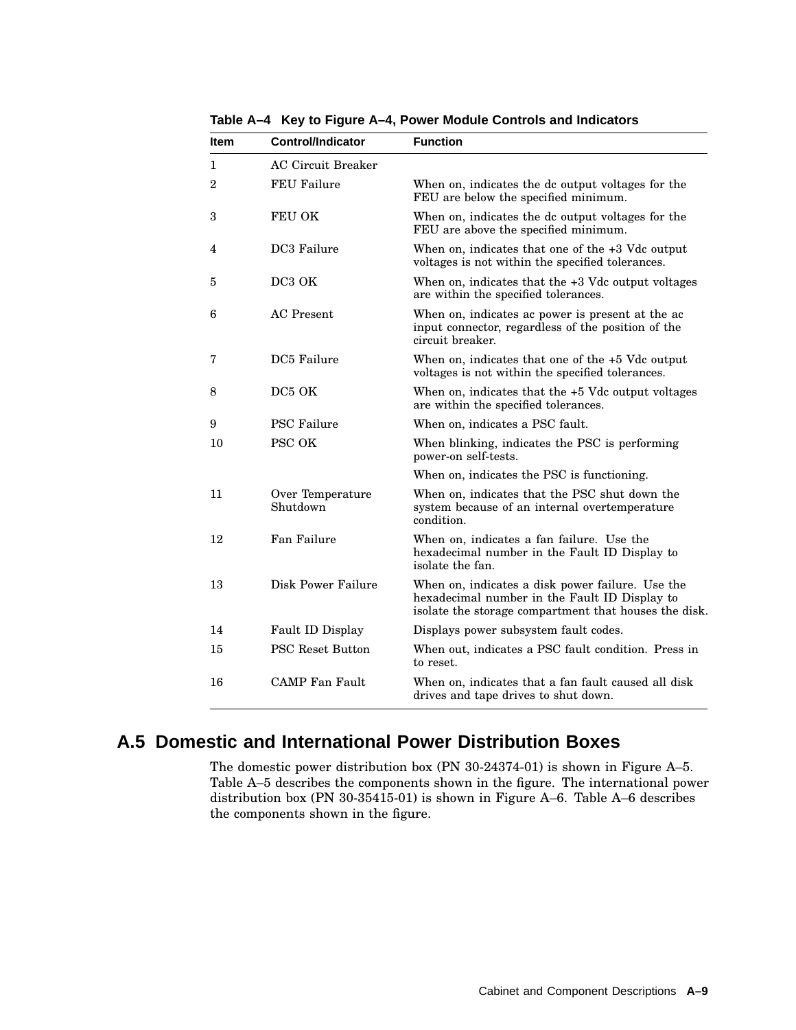**Table A–4 Key to Figure A–4, Power Module Controls and Indicators**

| Item | Control/Indicator | Function |
|---|---|---|
| 1 | AC Circuit Breaker | |
| 2 | FEU Failure | When on, indicates the dc output voltages for the FEU are below the specified minimum. |
| 3 | FEU OK | When on, indicates the dc output voltages for the FEU are above the specified minimum. |
| 4 | DC3 Failure | When on, indicates that one of the +3 Vdc output voltages is not within the specified tolerances. |
| 5 | DC3 OK | When on, indicates that the +3 Vdc output voltages are within the specified tolerances. |
| 6 | AC Present | When on, indicates ac power is present at the ac input connector, regardless of the position of the circuit breaker. |
| 7 | DC5 Failure | When on, indicates that one of the +5 Vdc output voltages is not within the specified tolerances. |
| 8 | DC5 OK | When on, indicates that the +5 Vdc output voltages are within the specified tolerances. |
| 9 | PSC Failure | When on, indicates a PSC fault. |
| 10 | PSC OK | When blinking, indicates the PSC is performing power-on self-tests. |
| | | When on, indicates the PSC is functioning. |
| 11 | Over Temperature Shutdown | When on, indicates that the PSC shut down the system because of an internal overtemperature condition. |
| 12 | Fan Failure | When on, indicates a fan failure. Use the hexadecimal number in the Fault ID Display to isolate the fan. |
| 13 | Disk Power Failure | When on, indicates a disk power failure. Use the hexadecimal number in the Fault ID Display to isolate the storage compartment that houses the disk. |
| 14 | Fault ID Display | Displays power subsystem fault codes. |
| 15 | PSC Reset Button | When out, indicates a PSC fault condition. Press in to reset. |
| 16 | CAMP Fan Fault | When on, indicates that a fan fault caused all disk drives and tape drives to shut down. |

## A.5 Domestic and International Power Distribution Boxes

The domestic power distribution box (PN 30-24374-01) is shown in Figure A–5. Table A–5 describes the components shown in the figure. The international power distribution box (PN 30-35415-01) is shown in Figure A–6. Table A–6 describes the components shown in the figure.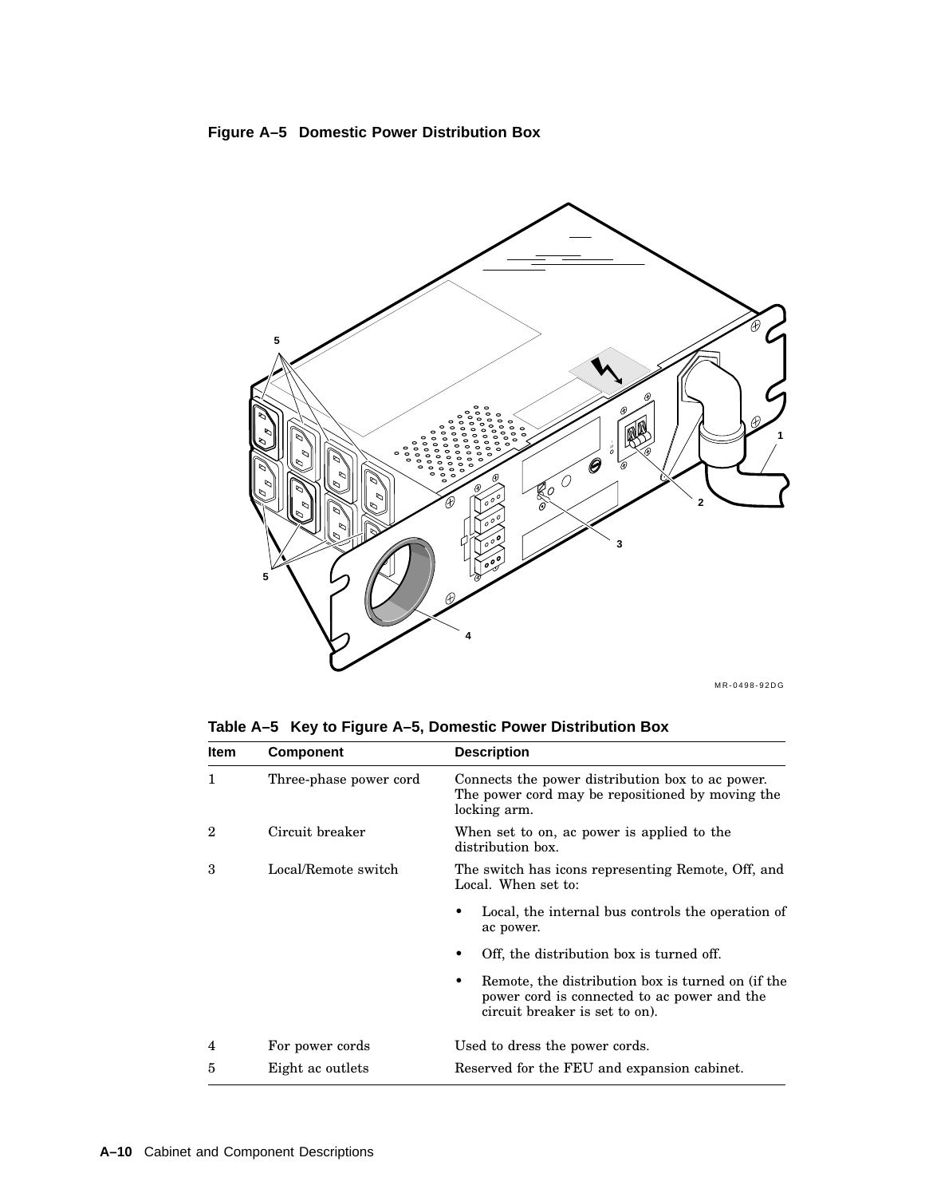**Figure A–5 Domestic Power Distribution Box**

MR-0498-92DG

**Table A–5 Key to Figure A–5, Domestic Power Distribution Box**

| Item | Component | Description |
|---|---|---|
| 1 | Three-phase power cord | Connects the power distribution box to ac power. The power cord may be repositioned by moving the locking arm. |
| 2 | Circuit breaker | When set to on, ac power is applied to the distribution box. |
| 3 | Local/Remote switch | The switch has icons representing Remote, Off, and Local. When set to:<br>• Local, the internal bus controls the operation of ac power.<br>• Off, the distribution box is turned off.<br>• Remote, the distribution box is turned on (if the power cord is connected to ac power and the circuit breaker is set to on). |
| 4 | For power cords | Used to dress the power cords. |
| 5 | Eight ac outlets | Reserved for the FEU and expansion cabinet. |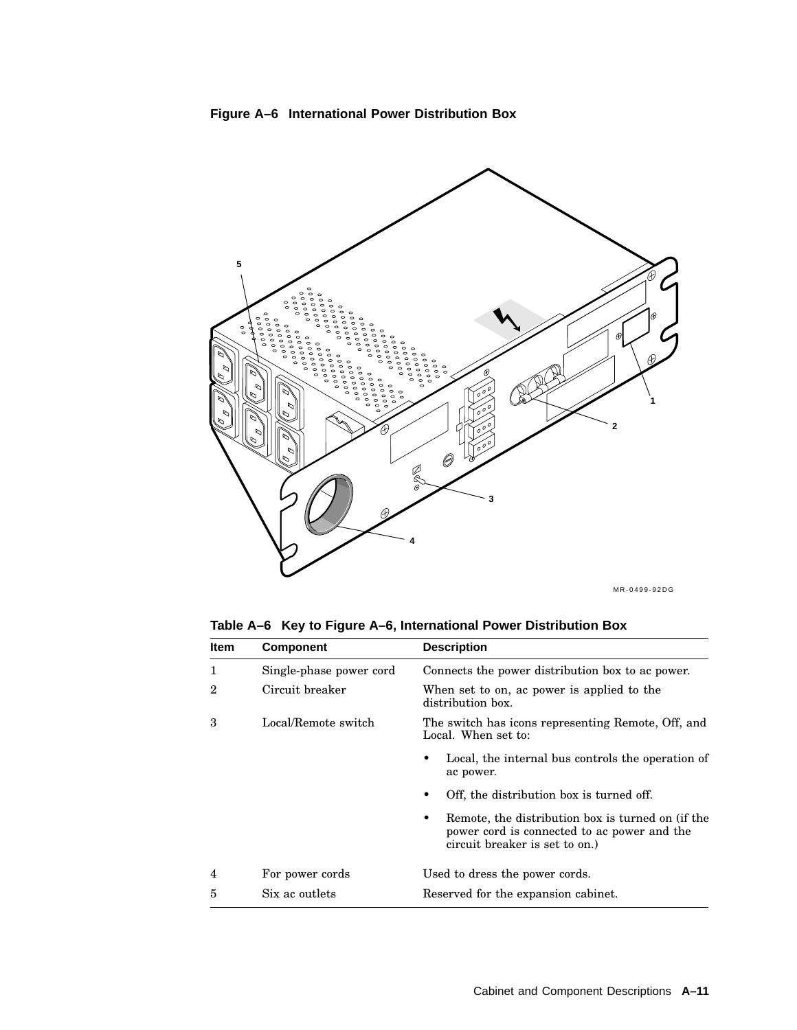**Figure A–6 International Power Distribution Box**

5

1

2

3

4

MR-0499-92DG

**Table A–6 Key to Figure A–6, International Power Distribution Box**

| Item | Component | Description |
|---|---|---|
| 1 | Single-phase power cord | Connects the power distribution box to ac power. |
| 2 | Circuit breaker | When set to on, ac power is applied to the distribution box. |
| 3 | Local/Remote switch | The switch has icons representing Remote, Off, and Local. When set to:<br>• Local, the internal bus controls the operation of ac power.<br>• Off, the distribution box is turned off.<br>• Remote, the distribution box is turned on (if the power cord is connected to ac power and the circuit breaker is set to on.) |
| 4 | For power cords | Used to dress the power cords. |
| 5 | Six ac outlets | Reserved for the expansion cabinet. |